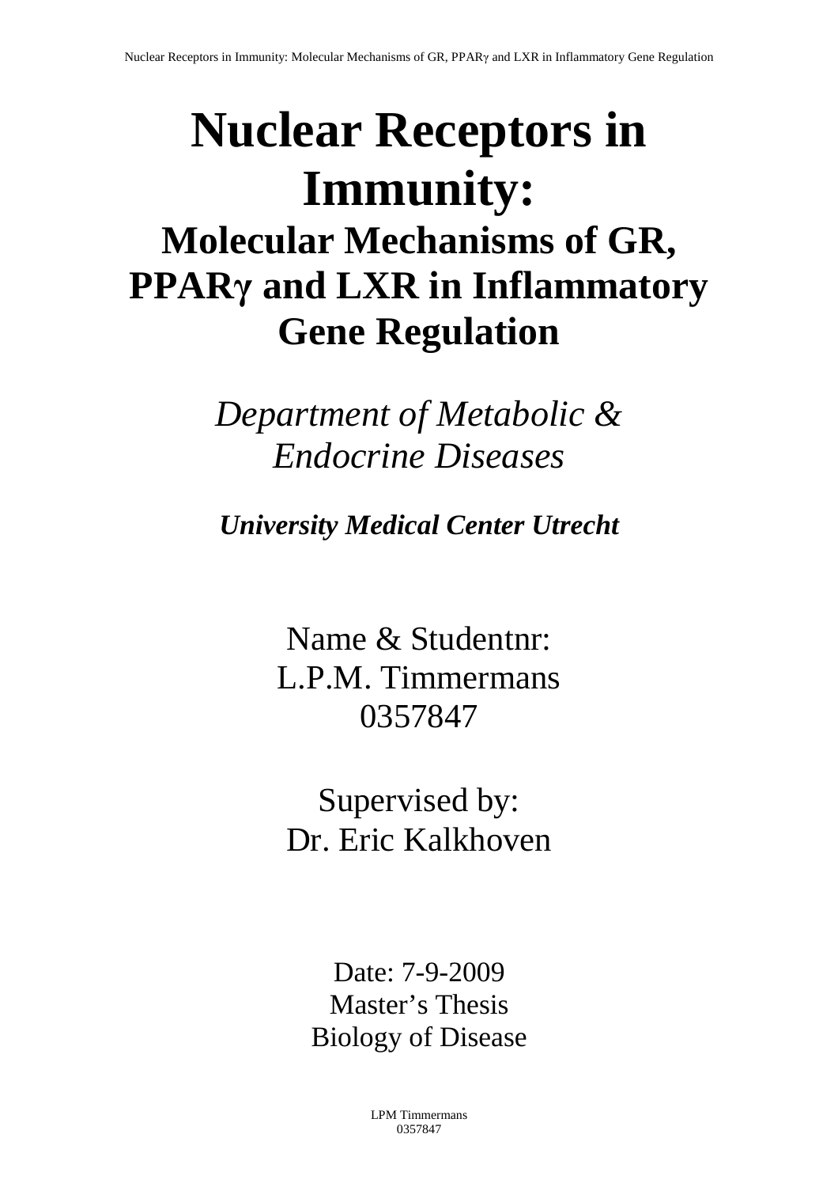# Nuclear Receptors in Immunity:

## Molecular Mechanisms of GR, PPARγ and LXR in Inflammatory Gene Regulation

*Department of Metabolic & Endocrine Diseases*

***University Medical Center Utrecht***

Name & Studentnr:
L.P.M. Timmermans
0357847

Supervised by:
Dr. Eric Kalkhoven

Date: 7-9-2009
Master's Thesis
Biology of Disease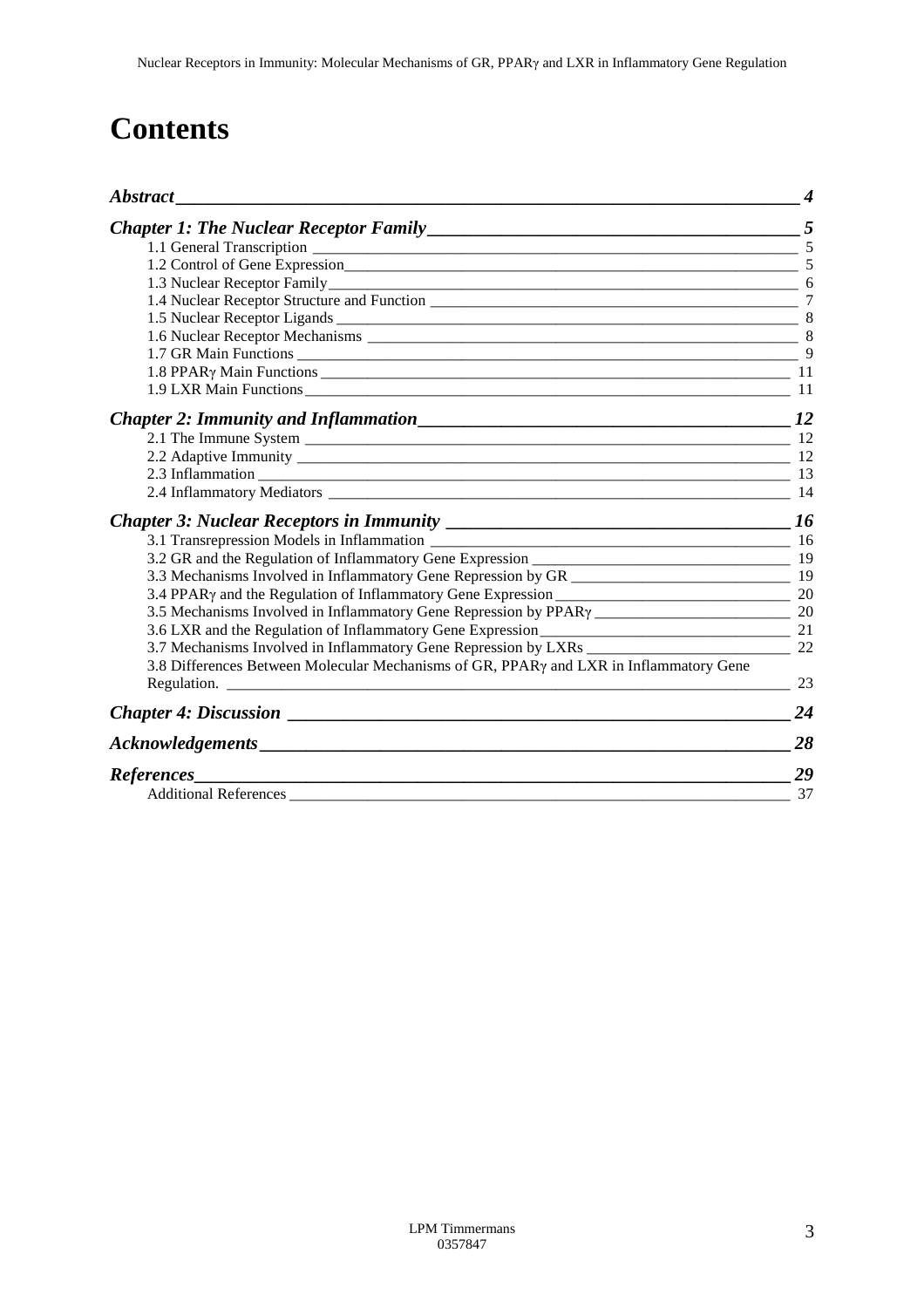# Contents

- ***Abstract*** — 4
- ***Chapter 1: The Nuclear Receptor Family*** — 5
  - 1.1 General Transcription — 5
  - 1.2 Control of Gene Expression — 5
  - 1.3 Nuclear Receptor Family — 6
  - 1.4 Nuclear Receptor Structure and Function — 7
  - 1.5 Nuclear Receptor Ligands — 8
  - 1.6 Nuclear Receptor Mechanisms — 8
  - 1.7 GR Main Functions — 9
  - 1.8 PPARγ Main Functions — 11
  - 1.9 LXR Main Functions — 11
- ***Chapter 2: Immunity and Inflammation*** — 12
  - 2.1 The Immune System — 12
  - 2.2 Adaptive Immunity — 12
  - 2.3 Inflammation — 13
  - 2.4 Inflammatory Mediators — 14
- ***Chapter 3: Nuclear Receptors in Immunity*** — 16
  - 3.1 Transrepression Models in Inflammation — 16
  - 3.2 GR and the Regulation of Inflammatory Gene Expression — 19
  - 3.3 Mechanisms Involved in Inflammatory Gene Repression by GR — 19
  - 3.4 PPARγ and the Regulation of Inflammatory Gene Expression — 20
  - 3.5 Mechanisms Involved in Inflammatory Gene Repression by PPARγ — 20
  - 3.6 LXR and the Regulation of Inflammatory Gene Expression — 21
  - 3.7 Mechanisms Involved in Inflammatory Gene Repression by LXRs — 22
  - 3.8 Differences Between Molecular Mechanisms of GR, PPARγ and LXR in Inflammatory Gene Regulation. — 23
- ***Chapter 4: Discussion*** — 24
- ***Acknowledgements*** — 28
- ***References*** — 29
  - Additional References — 37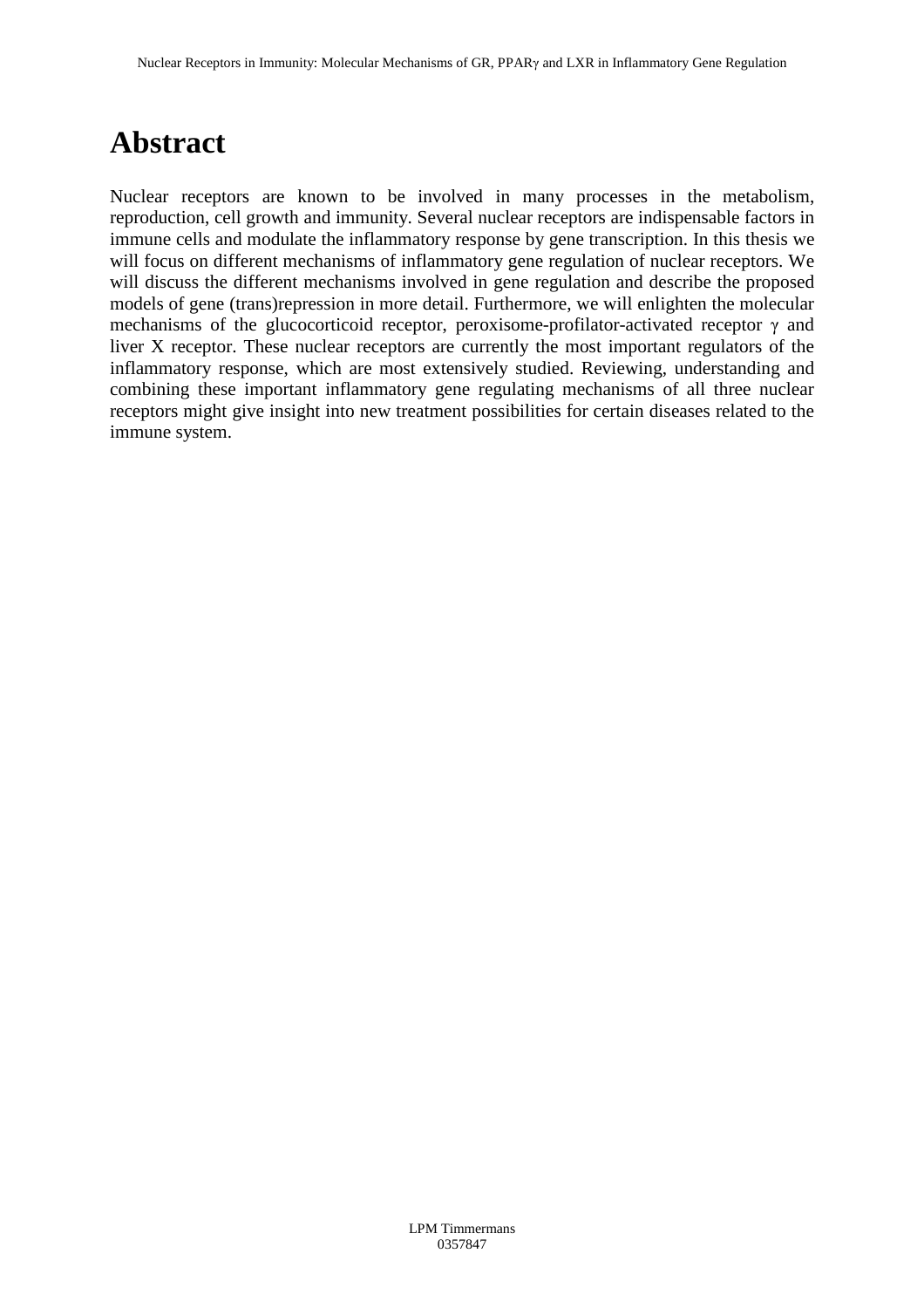# Abstract

Nuclear receptors are known to be involved in many processes in the metabolism, reproduction, cell growth and immunity. Several nuclear receptors are indispensable factors in immune cells and modulate the inflammatory response by gene transcription. In this thesis we will focus on different mechanisms of inflammatory gene regulation of nuclear receptors. We will discuss the different mechanisms involved in gene regulation and describe the proposed models of gene (trans)repression in more detail. Furthermore, we will enlighten the molecular mechanisms of the glucocorticoid receptor, peroxisome-profilator-activated receptor γ and liver X receptor. These nuclear receptors are currently the most important regulators of the inflammatory response, which are most extensively studied. Reviewing, understanding and combining these important inflammatory gene regulating mechanisms of all three nuclear receptors might give insight into new treatment possibilities for certain diseases related to the immune system.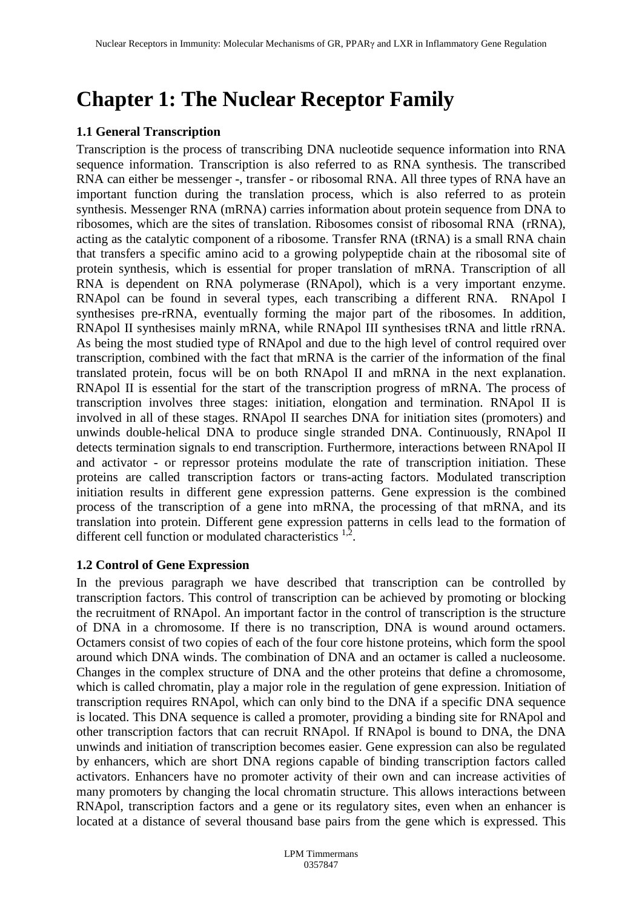# Chapter 1: The Nuclear Receptor Family

### 1.1 General Transcription

Transcription is the process of transcribing DNA nucleotide sequence information into RNA sequence information. Transcription is also referred to as RNA synthesis. The transcribed RNA can either be messenger -, transfer - or ribosomal RNA. All three types of RNA have an important function during the translation process, which is also referred to as protein synthesis. Messenger RNA (mRNA) carries information about protein sequence from DNA to ribosomes, which are the sites of translation. Ribosomes consist of ribosomal RNA (rRNA), acting as the catalytic component of a ribosome. Transfer RNA (tRNA) is a small RNA chain that transfers a specific amino acid to a growing polypeptide chain at the ribosomal site of protein synthesis, which is essential for proper translation of mRNA. Transcription of all RNA is dependent on RNA polymerase (RNApol), which is a very important enzyme. RNApol can be found in several types, each transcribing a different RNA. RNApol I synthesises pre-rRNA, eventually forming the major part of the ribosomes. In addition, RNApol II synthesises mainly mRNA, while RNApol III synthesises tRNA and little rRNA. As being the most studied type of RNApol and due to the high level of control required over transcription, combined with the fact that mRNA is the carrier of the information of the final translated protein, focus will be on both RNApol II and mRNA in the next explanation. RNApol II is essential for the start of the transcription progress of mRNA. The process of transcription involves three stages: initiation, elongation and termination. RNApol II is involved in all of these stages. RNApol II searches DNA for initiation sites (promoters) and unwinds double-helical DNA to produce single stranded DNA. Continuously, RNApol II detects termination signals to end transcription. Furthermore, interactions between RNApol II and activator - or repressor proteins modulate the rate of transcription initiation. These proteins are called transcription factors or trans-acting factors. Modulated transcription initiation results in different gene expression patterns. Gene expression is the combined process of the transcription of a gene into mRNA, the processing of that mRNA, and its translation into protein. Different gene expression patterns in cells lead to the formation of different cell function or modulated characteristics [1,2].

### 1.2 Control of Gene Expression

In the previous paragraph we have described that transcription can be controlled by transcription factors. This control of transcription can be achieved by promoting or blocking the recruitment of RNApol. An important factor in the control of transcription is the structure of DNA in a chromosome. If there is no transcription, DNA is wound around octamers. Octamers consist of two copies of each of the four core histone proteins, which form the spool around which DNA winds. The combination of DNA and an octamer is called a nucleosome. Changes in the complex structure of DNA and the other proteins that define a chromosome, which is called chromatin, play a major role in the regulation of gene expression. Initiation of transcription requires RNApol, which can only bind to the DNA if a specific DNA sequence is located. This DNA sequence is called a promoter, providing a binding site for RNApol and other transcription factors that can recruit RNApol. If RNApol is bound to DNA, the DNA unwinds and initiation of transcription becomes easier. Gene expression can also be regulated by enhancers, which are short DNA regions capable of binding transcription factors called activators. Enhancers have no promoter activity of their own and can increase activities of many promoters by changing the local chromatin structure. This allows interactions between RNApol, transcription factors and a gene or its regulatory sites, even when an enhancer is located at a distance of several thousand base pairs from the gene which is expressed. This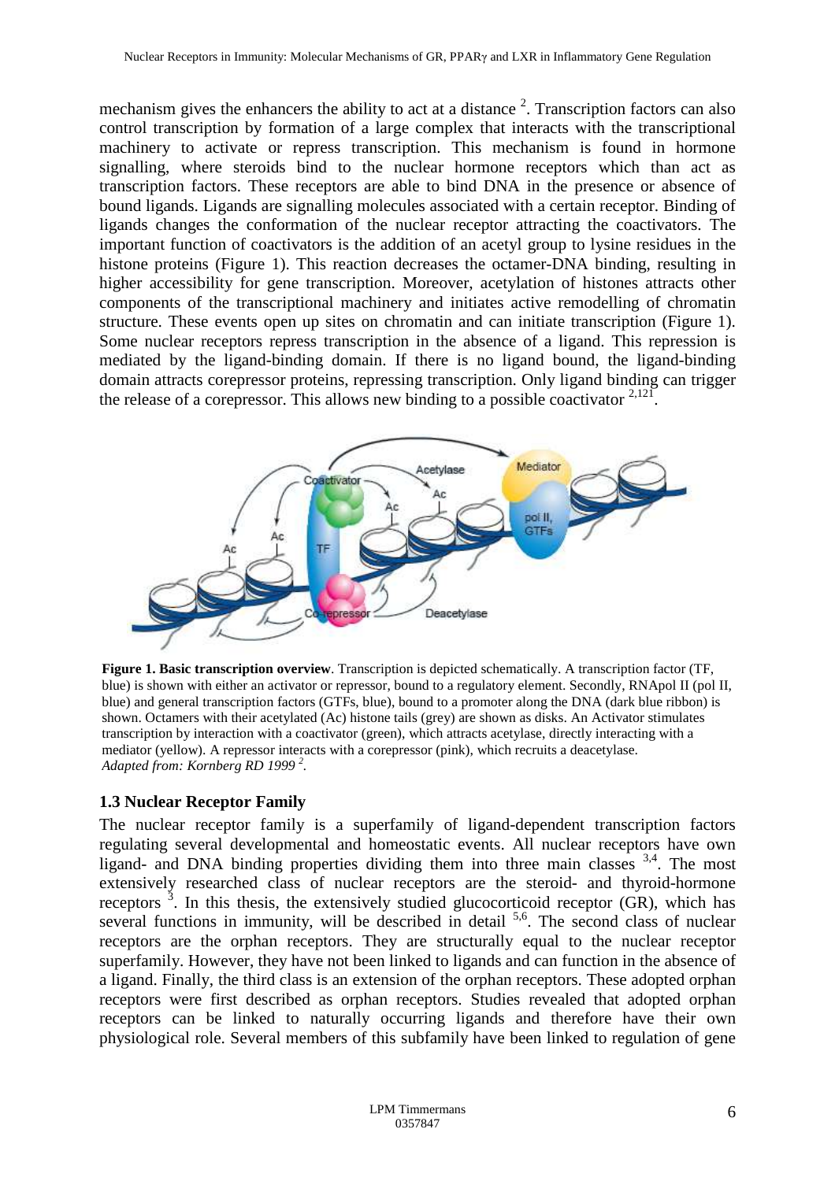mechanism gives the enhancers the ability to act at a distance [2]. Transcription factors can also control transcription by formation of a large complex that interacts with the transcriptional machinery to activate or repress transcription. This mechanism is found in hormone signalling, where steroids bind to the nuclear hormone receptors which than act as transcription factors. These receptors are able to bind DNA in the presence or absence of bound ligands. Ligands are signalling molecules associated with a certain receptor. Binding of ligands changes the conformation of the nuclear receptor attracting the coactivators. The important function of coactivators is the addition of an acetyl group to lysine residues in the histone proteins (Figure 1). This reaction decreases the octamer-DNA binding, resulting in higher accessibility for gene transcription. Moreover, acetylation of histones attracts other components of the transcriptional machinery and initiates active remodelling of chromatin structure. These events open up sites on chromatin and can initiate transcription (Figure 1). Some nuclear receptors repress transcription in the absence of a ligand. This repression is mediated by the ligand-binding domain. If there is no ligand bound, the ligand-binding domain attracts corepressor proteins, repressing transcription. Only ligand binding can trigger the release of a corepressor. This allows new binding to a possible coactivator [2,121].

**Figure 1. Basic transcription overview**. Transcription is depicted schematically. A transcription factor (TF, blue) is shown with either an activator or repressor, bound to a regulatory element. Secondly, RNApol II (pol II, blue) and general transcription factors (GTFs, blue), bound to a promoter along the DNA (dark blue ribbon) is shown. Octamers with their acetylated (Ac) histone tails (grey) are shown as disks. An Activator stimulates transcription by interaction with a coactivator (green), which attracts acetylase, directly interacting with a mediator (yellow). A repressor interacts with a corepressor (pink), which recruits a deacetylase.
*Adapted from: Kornberg RD 1999 [2].*

### 1.3 Nuclear Receptor Family

The nuclear receptor family is a superfamily of ligand-dependent transcription factors regulating several developmental and homeostatic events. All nuclear receptors have own ligand- and DNA binding properties dividing them into three main classes [3,4]. The most extensively researched class of nuclear receptors are the steroid- and thyroid-hormone receptors [3]. In this thesis, the extensively studied glucocorticoid receptor (GR), which has several functions in immunity, will be described in detail [5,6]. The second class of nuclear receptors are the orphan receptors. They are structurally equal to the nuclear receptor superfamily. However, they have not been linked to ligands and can function in the absence of a ligand. Finally, the third class is an extension of the orphan receptors. These adopted orphan receptors were first described as orphan receptors. Studies revealed that adopted orphan receptors can be linked to naturally occurring ligands and therefore have their own physiological role. Several members of this subfamily have been linked to regulation of gene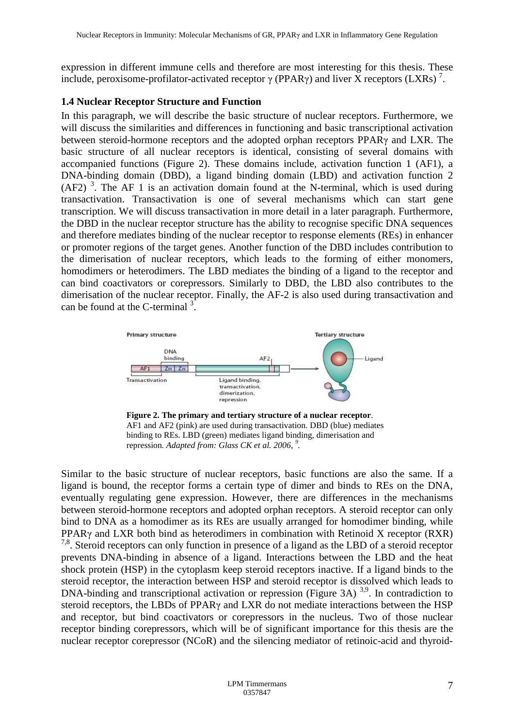expression in different immune cells and therefore are most interesting for this thesis. These include, peroxisome-profilator-activated receptor γ (PPARγ) and liver X receptors (LXRs) [7].

### 1.4 Nuclear Receptor Structure and Function

In this paragraph, we will describe the basic structure of nuclear receptors. Furthermore, we will discuss the similarities and differences in functioning and basic transcriptional activation between steroid-hormone receptors and the adopted orphan receptors PPARγ and LXR. The basic structure of all nuclear receptors is identical, consisting of several domains with accompanied functions (Figure 2). These domains include, activation function 1 (AF1), a DNA-binding domain (DBD), a ligand binding domain (LBD) and activation function 2 (AF2) [3]. The AF 1 is an activation domain found at the N-terminal, which is used during transactivation. Transactivation is one of several mechanisms which can start gene transcription. We will discuss transactivation in more detail in a later paragraph. Furthermore, the DBD in the nuclear receptor structure has the ability to recognise specific DNA sequences and therefore mediates binding of the nuclear receptor to response elements (REs) in enhancer or promoter regions of the target genes. Another function of the DBD includes contribution to the dimerisation of nuclear receptors, which leads to the forming of either monomers, homodimers or heterodimers. The LBD mediates the binding of a ligand to the receptor and can bind coactivators or corepressors. Similarly to DBD, the LBD also contributes to the dimerisation of the nuclear receptor. Finally, the AF-2 is also used during transactivation and can be found at the C-terminal [3].

**Figure 2. The primary and tertiary structure of a nuclear receptor**. AF1 and AF2 (pink) are used during transactivation. DBD (blue) mediates binding to REs. LBD (green) mediates ligand binding, dimerisation and repression. *Adapted from: Glass CK et al. 2006, [9].*

Similar to the basic structure of nuclear receptors, basic functions are also the same. If a ligand is bound, the receptor forms a certain type of dimer and binds to REs on the DNA, eventually regulating gene expression. However, there are differences in the mechanisms between steroid-hormone receptors and adopted orphan receptors. A steroid receptor can only bind to DNA as a homodimer as its REs are usually arranged for homodimer binding, while PPARγ and LXR both bind as heterodimers in combination with Retinoid X receptor (RXR) [7,8]. Steroid receptors can only function in presence of a ligand as the LBD of a steroid receptor prevents DNA-binding in absence of a ligand. Interactions between the LBD and the heat shock protein (HSP) in the cytoplasm keep steroid receptors inactive. If a ligand binds to the steroid receptor, the interaction between HSP and steroid receptor is dissolved which leads to DNA-binding and transcriptional activation or repression (Figure 3A) [3,9]. In contradiction to steroid receptors, the LBDs of PPARγ and LXR do not mediate interactions between the HSP and receptor, but bind coactivators or corepressors in the nucleus. Two of those nuclear receptor binding corepressors, which will be of significant importance for this thesis are the nuclear receptor corepressor (NCoR) and the silencing mediator of retinoic-acid and thyroid-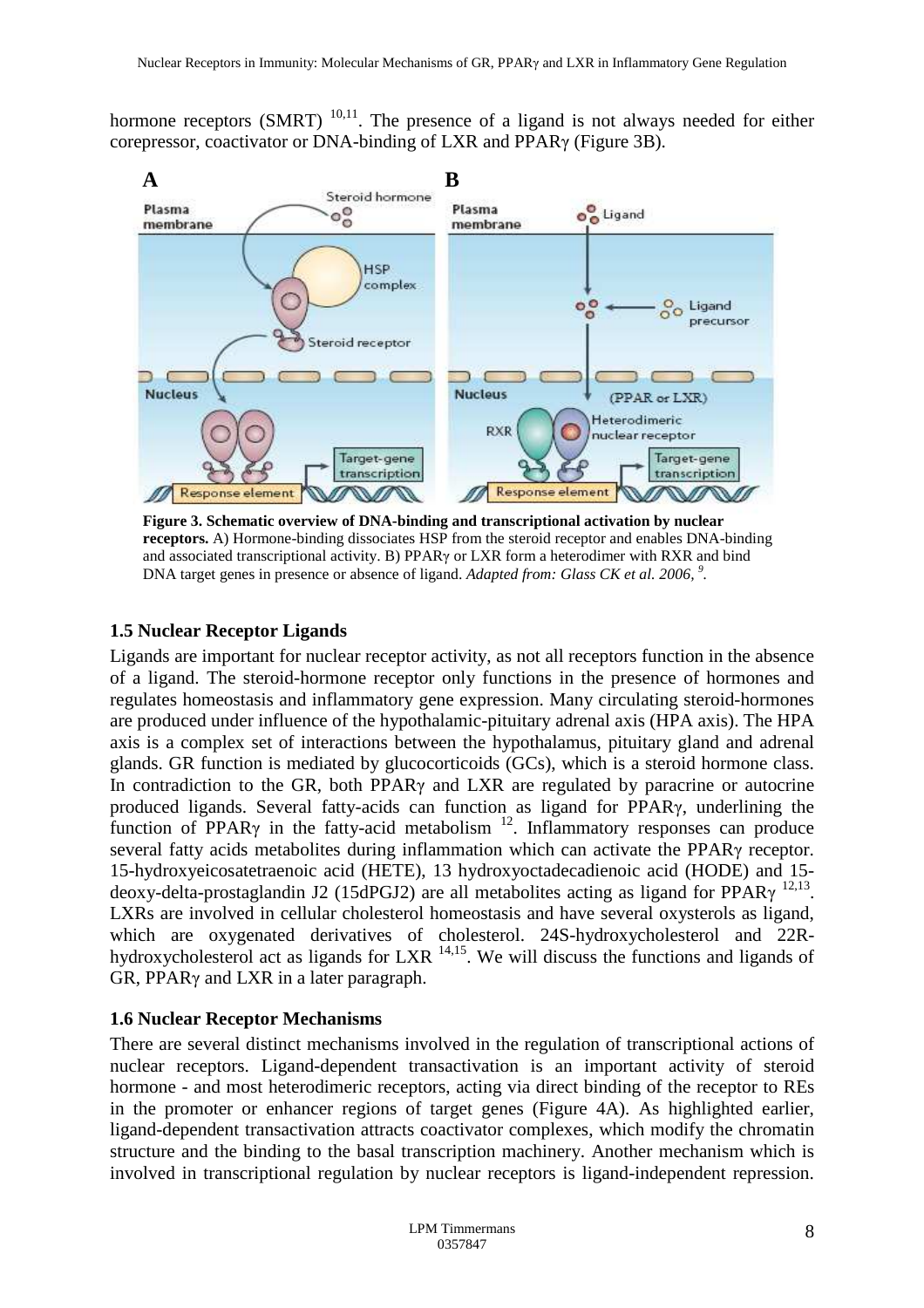hormone receptors (SMRT) [10,11]. The presence of a ligand is not always needed for either corepressor, coactivator or DNA-binding of LXR and PPARγ (Figure 3B).

**Figure 3. Schematic overview of DNA-binding and transcriptional activation by nuclear receptors.** A) Hormone-binding dissociates HSP from the steroid receptor and enables DNA-binding and associated transcriptional activity. B) PPARγ or LXR form a heterodimer with RXR and bind DNA target genes in presence or absence of ligand. *Adapted from: Glass CK et al. 2006,* [9].

### 1.5 Nuclear Receptor Ligands

Ligands are important for nuclear receptor activity, as not all receptors function in the absence of a ligand. The steroid-hormone receptor only functions in the presence of hormones and regulates homeostasis and inflammatory gene expression. Many circulating steroid-hormones are produced under influence of the hypothalamic-pituitary adrenal axis (HPA axis). The HPA axis is a complex set of interactions between the hypothalamus, pituitary gland and adrenal glands. GR function is mediated by glucocorticoids (GCs), which is a steroid hormone class. In contradiction to the GR, both PPARγ and LXR are regulated by paracrine or autocrine produced ligands. Several fatty-acids can function as ligand for PPARγ, underlining the function of PPARγ in the fatty-acid metabolism [12]. Inflammatory responses can produce several fatty acids metabolites during inflammation which can activate the PPARγ receptor. 15-hydroxyeicosatetraenoic acid (HETE), 13 hydroxyoctadecadienoic acid (HODE) and 15-deoxy-delta-prostaglandin J2 (15dPGJ2) are all metabolites acting as ligand for PPARγ [12,13]. LXRs are involved in cellular cholesterol homeostasis and have several oxysterols as ligand, which are oxygenated derivatives of cholesterol. 24S-hydroxycholesterol and 22R-hydroxycholesterol act as ligands for LXR [14,15]. We will discuss the functions and ligands of GR, PPARγ and LXR in a later paragraph.

### 1.6 Nuclear Receptor Mechanisms

There are several distinct mechanisms involved in the regulation of transcriptional actions of nuclear receptors. Ligand-dependent transactivation is an important activity of steroid hormone - and most heterodimeric receptors, acting via direct binding of the receptor to REs in the promoter or enhancer regions of target genes (Figure 4A). As highlighted earlier, ligand-dependent transactivation attracts coactivator complexes, which modify the chromatin structure and the binding to the basal transcription machinery. Another mechanism which is involved in transcriptional regulation by nuclear receptors is ligand-independent repression.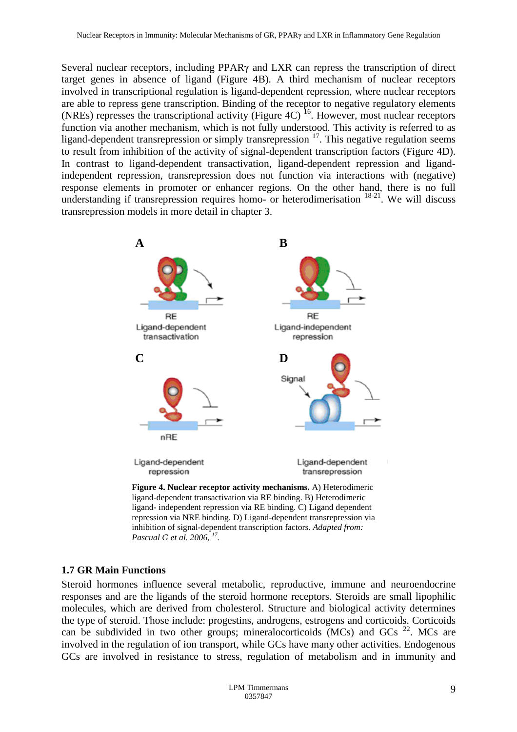Several nuclear receptors, including PPARγ and LXR can repress the transcription of direct target genes in absence of ligand (Figure 4B). A third mechanism of nuclear receptors involved in transcriptional regulation is ligand-dependent repression, where nuclear receptors are able to repress gene transcription. Binding of the receptor to negative regulatory elements (NREs) represses the transcriptional activity (Figure 4C) [16]. However, most nuclear receptors function via another mechanism, which is not fully understood. This activity is referred to as ligand-dependent transrepression or simply transrepression [17]. This negative regulation seems to result from inhibition of the activity of signal-dependent transcription factors (Figure 4D). In contrast to ligand-dependent transactivation, ligand-dependent repression and ligand-independent repression, transrepression does not function via interactions with (negative) response elements in promoter or enhancer regions. On the other hand, there is no full understanding if transrepression requires homo- or heterodimerisation [18-21]. We will discuss transrepression models in more detail in chapter 3.

**Figure 4. Nuclear receptor activity mechanisms.** A) Heterodimeric ligand-dependent transactivation via RE binding. B) Heterodimeric ligand- independent repression via RE binding. C) Ligand dependent repression via NRE binding. D) Ligand-dependent transrepression via inhibition of signal-dependent transcription factors. *Adapted from: Pascual G et al. 2006,* [17].

## 1.7 GR Main Functions

Steroid hormones influence several metabolic, reproductive, immune and neuroendocrine responses and are the ligands of the steroid hormone receptors. Steroids are small lipophilic molecules, which are derived from cholesterol. Structure and biological activity determines the type of steroid. Those include: progestins, androgens, estrogens and corticoids. Corticoids can be subdivided in two other groups; mineralocorticoids (MCs) and GCs [22]. MCs are involved in the regulation of ion transport, while GCs have many other activities. Endogenous GCs are involved in resistance to stress, regulation of metabolism and in immunity and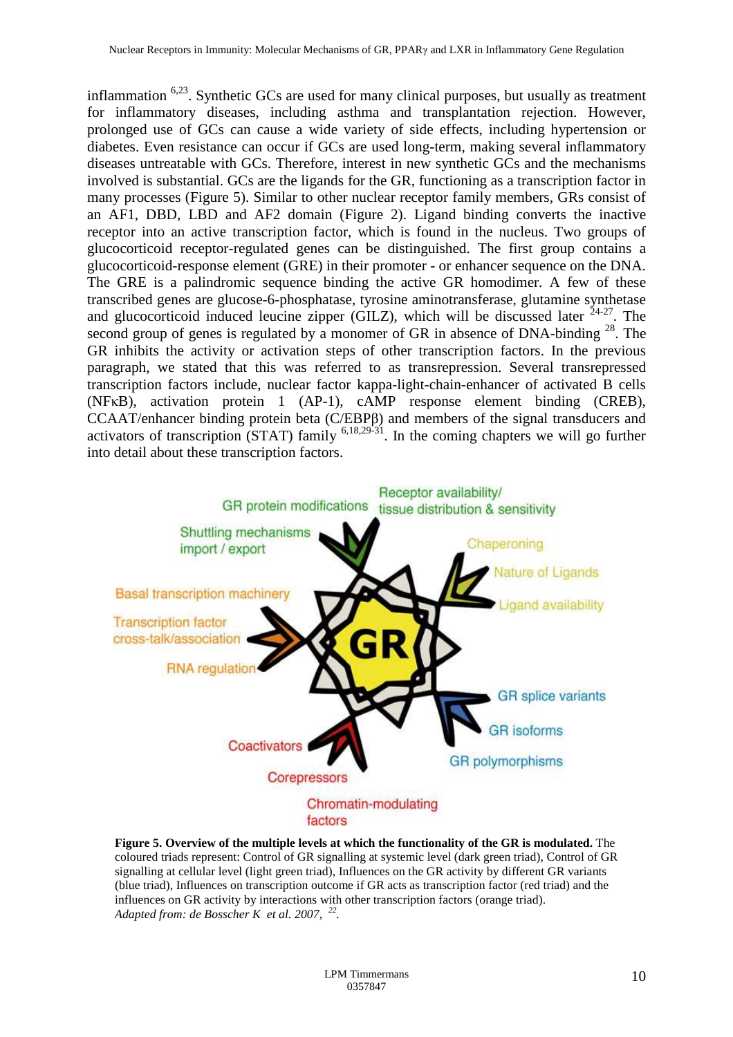inflammation [6,23]. Synthetic GCs are used for many clinical purposes, but usually as treatment for inflammatory diseases, including asthma and transplantation rejection. However, prolonged use of GCs can cause a wide variety of side effects, including hypertension or diabetes. Even resistance can occur if GCs are used long-term, making several inflammatory diseases untreatable with GCs. Therefore, interest in new synthetic GCs and the mechanisms involved is substantial. GCs are the ligands for the GR, functioning as a transcription factor in many processes (Figure 5). Similar to other nuclear receptor family members, GRs consist of an AF1, DBD, LBD and AF2 domain (Figure 2). Ligand binding converts the inactive receptor into an active transcription factor, which is found in the nucleus. Two groups of glucocorticoid receptor-regulated genes can be distinguished. The first group contains a glucocorticoid-response element (GRE) in their promoter - or enhancer sequence on the DNA. The GRE is a palindromic sequence binding the active GR homodimer. A few of these transcribed genes are glucose-6-phosphatase, tyrosine aminotransferase, glutamine synthetase and glucocorticoid induced leucine zipper (GILZ), which will be discussed later [24-27]. The second group of genes is regulated by a monomer of GR in absence of DNA-binding [28]. The GR inhibits the activity or activation steps of other transcription factors. In the previous paragraph, we stated that this was referred to as transrepression. Several transrepressed transcription factors include, nuclear factor kappa-light-chain-enhancer of activated B cells (NFκB), activation protein 1 (AP-1), cAMP response element binding (CREB), CCAAT/enhancer binding protein beta (C/EBPβ) and members of the signal transducers and activators of transcription (STAT) family [6,18,29-31]. In the coming chapters we will go further into detail about these transcription factors.

GR protein modifications
Receptor availability/ tissue distribution & sensitivity
Shuttling mechanisms import / export
Chaperoning
Nature of Ligands
Ligand availability
Basal transcription machinery
Transcription factor cross-talk/association
RNA regulation
GR
GR splice variants
GR isoforms
GR polymorphisms
Coactivators
Corepressors
Chromatin-modulating factors

**Figure 5. Overview of the multiple levels at which the functionality of the GR is modulated.** The coloured triads represent: Control of GR signalling at systemic level (dark green triad), Control of GR signalling at cellular level (light green triad), Influences on the GR activity by different GR variants (blue triad), Influences on transcription outcome if GR acts as transcription factor (red triad) and the influences on GR activity by interactions with other transcription factors (orange triad). *Adapted from: de Bosscher K et al. 2007,* [22].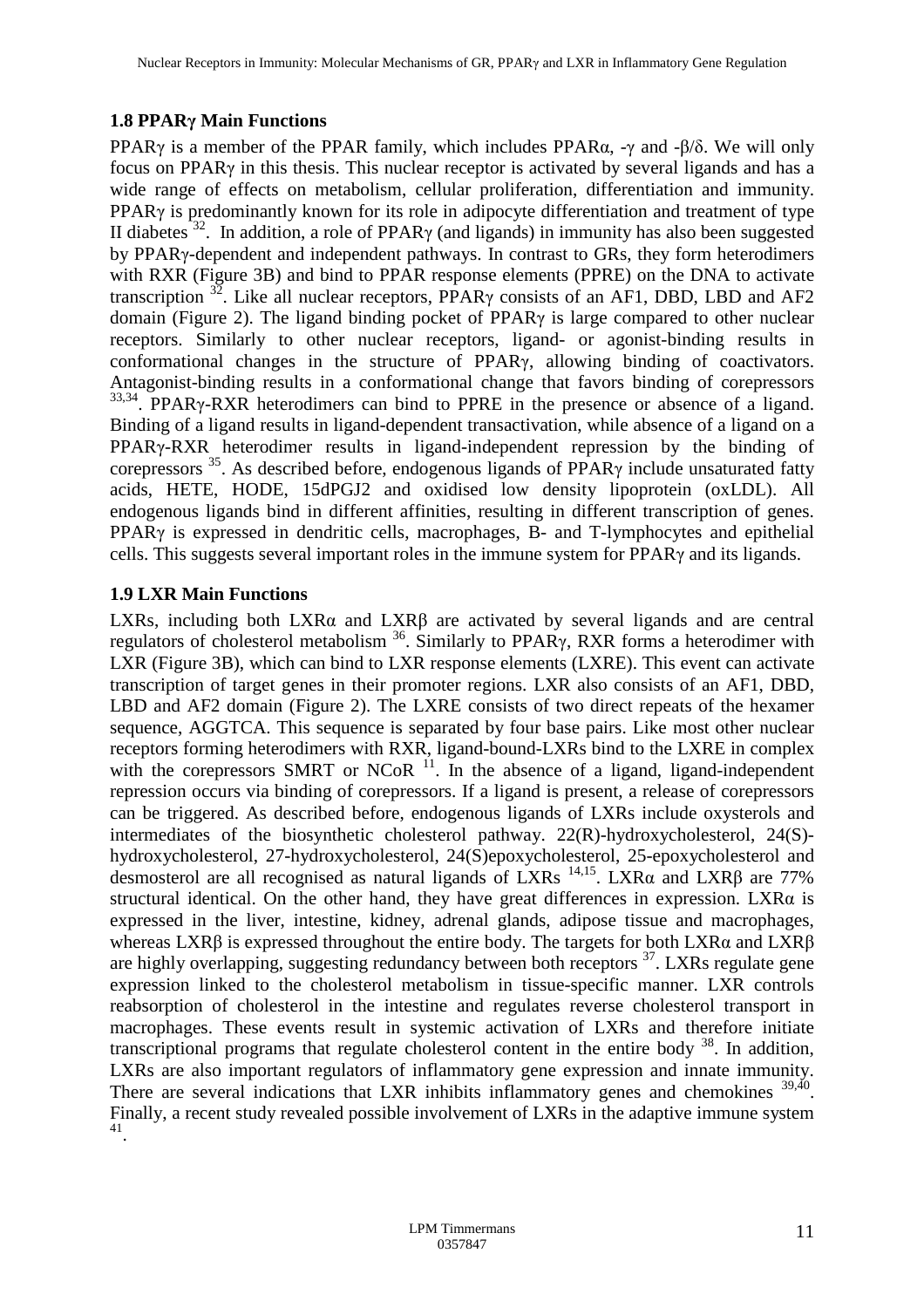### 1.8 PPARγ Main Functions

PPARγ is a member of the PPAR family, which includes PPARα, -γ and -β/δ. We will only focus on PPARγ in this thesis. This nuclear receptor is activated by several ligands and has a wide range of effects on metabolism, cellular proliferation, differentiation and immunity. PPARγ is predominantly known for its role in adipocyte differentiation and treatment of type II diabetes [32]. In addition, a role of PPARγ (and ligands) in immunity has also been suggested by PPARγ-dependent and independent pathways. In contrast to GRs, they form heterodimers with RXR (Figure 3B) and bind to PPAR response elements (PPRE) on the DNA to activate transcription [32]. Like all nuclear receptors, PPARγ consists of an AF1, DBD, LBD and AF2 domain (Figure 2). The ligand binding pocket of PPARγ is large compared to other nuclear receptors. Similarly to other nuclear receptors, ligand- or agonist-binding results in conformational changes in the structure of PPARγ, allowing binding of coactivators. Antagonist-binding results in a conformational change that favors binding of corepressors [33,34]. PPARγ-RXR heterodimers can bind to PPRE in the presence or absence of a ligand. Binding of a ligand results in ligand-dependent transactivation, while absence of a ligand on a PPARγ-RXR heterodimer results in ligand-independent repression by the binding of corepressors [35]. As described before, endogenous ligands of PPARγ include unsaturated fatty acids, HETE, HODE, 15dPGJ2 and oxidised low density lipoprotein (oxLDL). All endogenous ligands bind in different affinities, resulting in different transcription of genes. PPARγ is expressed in dendritic cells, macrophages, B- and T-lymphocytes and epithelial cells. This suggests several important roles in the immune system for PPARγ and its ligands.

### 1.9 LXR Main Functions

LXRs, including both LXRα and LXRβ are activated by several ligands and are central regulators of cholesterol metabolism [36]. Similarly to PPARγ, RXR forms a heterodimer with LXR (Figure 3B), which can bind to LXR response elements (LXRE). This event can activate transcription of target genes in their promoter regions. LXR also consists of an AF1, DBD, LBD and AF2 domain (Figure 2). The LXRE consists of two direct repeats of the hexamer sequence, AGGTCA. This sequence is separated by four base pairs. Like most other nuclear receptors forming heterodimers with RXR, ligand-bound-LXRs bind to the LXRE in complex with the corepressors SMRT or NCoR [11]. In the absence of a ligand, ligand-independent repression occurs via binding of corepressors. If a ligand is present, a release of corepressors can be triggered. As described before, endogenous ligands of LXRs include oxysterols and intermediates of the biosynthetic cholesterol pathway. 22(R)-hydroxycholesterol, 24(S)-hydroxycholesterol, 27-hydroxycholesterol, 24(S)epoxycholesterol, 25-epoxycholesterol and desmosterol are all recognised as natural ligands of LXRs [14,15]. LXRα and LXRβ are 77% structural identical. On the other hand, they have great differences in expression. LXRα is expressed in the liver, intestine, kidney, adrenal glands, adipose tissue and macrophages, whereas LXRβ is expressed throughout the entire body. The targets for both LXRα and LXRβ are highly overlapping, suggesting redundancy between both receptors [37]. LXRs regulate gene expression linked to the cholesterol metabolism in tissue-specific manner. LXR controls reabsorption of cholesterol in the intestine and regulates reverse cholesterol transport in macrophages. These events result in systemic activation of LXRs and therefore initiate transcriptional programs that regulate cholesterol content in the entire body [38]. In addition, LXRs are also important regulators of inflammatory gene expression and innate immunity. There are several indications that LXR inhibits inflammatory genes and chemokines [39,40]. Finally, a recent study revealed possible involvement of LXRs in the adaptive immune system [41].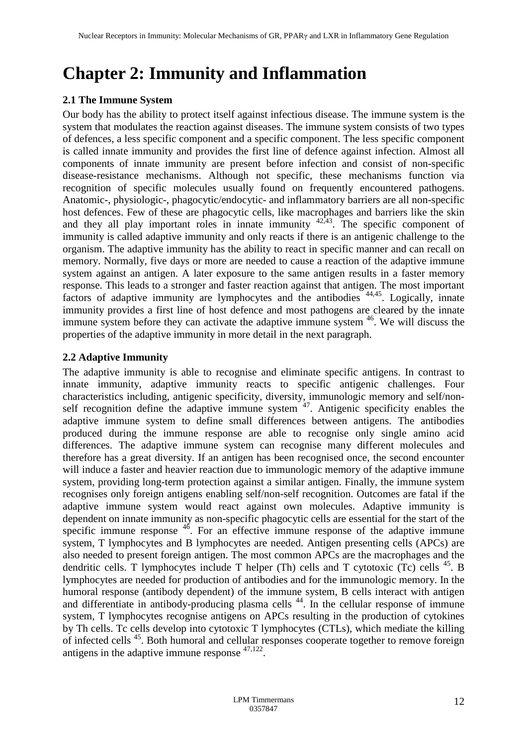# Chapter 2: Immunity and Inflammation

### 2.1 The Immune System

Our body has the ability to protect itself against infectious disease. The immune system is the system that modulates the reaction against diseases. The immune system consists of two types of defences, a less specific component and a specific component. The less specific component is called innate immunity and provides the first line of defence against infection. Almost all components of innate immunity are present before infection and consist of non-specific disease-resistance mechanisms. Although not specific, these mechanisms function via recognition of specific molecules usually found on frequently encountered pathogens. Anatomic-, physiologic-, phagocytic/endocytic- and inflammatory barriers are all non-specific host defences. Few of these are phagocytic cells, like macrophages and barriers like the skin and they all play important roles in innate immunity [42,43]. The specific component of immunity is called adaptive immunity and only reacts if there is an antigenic challenge to the organism. The adaptive immunity has the ability to react in specific manner and can recall on memory. Normally, five days or more are needed to cause a reaction of the adaptive immune system against an antigen. A later exposure to the same antigen results in a faster memory response. This leads to a stronger and faster reaction against that antigen. The most important factors of adaptive immunity are lymphocytes and the antibodies [44,45]. Logically, innate immunity provides a first line of host defence and most pathogens are cleared by the innate immune system before they can activate the adaptive immune system [46]. We will discuss the properties of the adaptive immunity in more detail in the next paragraph.

### 2.2 Adaptive Immunity

The adaptive immunity is able to recognise and eliminate specific antigens. In contrast to innate immunity, adaptive immunity reacts to specific antigenic challenges. Four characteristics including, antigenic specificity, diversity, immunologic memory and self/non-self recognition define the adaptive immune system [47]. Antigenic specificity enables the adaptive immune system to define small differences between antigens. The antibodies produced during the immune response are able to recognise only single amino acid differences. The adaptive immune system can recognise many different molecules and therefore has a great diversity. If an antigen has been recognised once, the second encounter will induce a faster and heavier reaction due to immunologic memory of the adaptive immune system, providing long-term protection against a similar antigen. Finally, the immune system recognises only foreign antigens enabling self/non-self recognition. Outcomes are fatal if the adaptive immune system would react against own molecules. Adaptive immunity is dependent on innate immunity as non-specific phagocytic cells are essential for the start of the specific immune response [46]. For an effective immune response of the adaptive immune system, T lymphocytes and B lymphocytes are needed. Antigen presenting cells (APCs) are also needed to present foreign antigen. The most common APCs are the macrophages and the dendritic cells. T lymphocytes include T helper (Th) cells and T cytotoxic (Tc) cells [45]. B lymphocytes are needed for production of antibodies and for the immunologic memory. In the humoral response (antibody dependent) of the immune system, B cells interact with antigen and differentiate in antibody-producing plasma cells [44]. In the cellular response of immune system, T lymphocytes recognise antigens on APCs resulting in the production of cytokines by Th cells. Tc cells develop into cytotoxic T lymphocytes (CTLs), which mediate the killing of infected cells [45]. Both humoral and cellular responses cooperate together to remove foreign antigens in the adaptive immune response [47,122].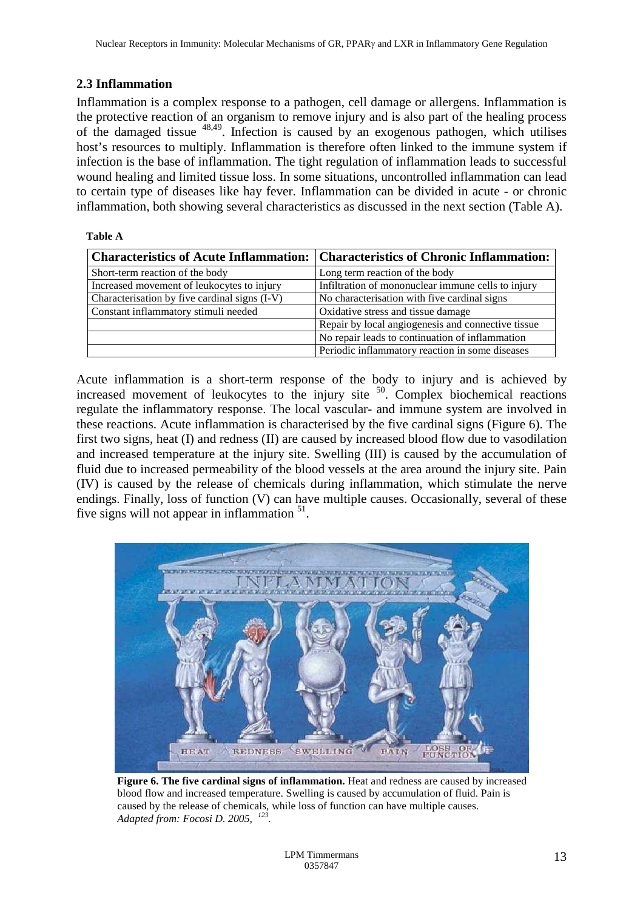## 2.3 Inflammation

Inflammation is a complex response to a pathogen, cell damage or allergens. Inflammation is the protective reaction of an organism to remove injury and is also part of the healing process of the damaged tissue [48,49]. Infection is caused by an exogenous pathogen, which utilises host's resources to multiply. Inflammation is therefore often linked to the immune system if infection is the base of inflammation. The tight regulation of inflammation leads to successful wound healing and limited tissue loss. In some situations, uncontrolled inflammation can lead to certain type of diseases like hay fever. Inflammation can be divided in acute - or chronic inflammation, both showing several characteristics as discussed in the next section (Table A).

**Table A**

| Characteristics of Acute Inflammation: | Characteristics of Chronic Inflammation: |
|---|---|
| Short-term reaction of the body | Long term reaction of the body |
| Increased movement of leukocytes to injury | Infiltration of mononuclear immune cells to injury |
| Characterisation by five cardinal signs (I-V) | No characterisation with five cardinal signs |
| Constant inflammatory stimuli needed | Oxidative stress and tissue damage |
| | Repair by local angiogenesis and connective tissue |
| | No repair leads to continuation of inflammation |
| | Periodic inflammatory reaction in some diseases |

Acute inflammation is a short-term response of the body to injury and is achieved by increased movement of leukocytes to the injury site [50]. Complex biochemical reactions regulate the inflammatory response. The local vascular- and immune system are involved in these reactions. Acute inflammation is characterised by the five cardinal signs (Figure 6). The first two signs, heat (I) and redness (II) are caused by increased blood flow due to vasodilation and increased temperature at the injury site. Swelling (III) is caused by the accumulation of fluid due to increased permeability of the blood vessels at the area around the injury site. Pain (IV) is caused by the release of chemicals during inflammation, which stimulate the nerve endings. Finally, loss of function (V) can have multiple causes. Occasionally, several of these five signs will not appear in inflammation [51].

**Figure 6. The five cardinal signs of inflammation.** Heat and redness are caused by increased blood flow and increased temperature. Swelling is caused by accumulation of fluid. Pain is caused by the release of chemicals, while loss of function can have multiple causes. *Adapted from: Focosi D. 2005, [123].*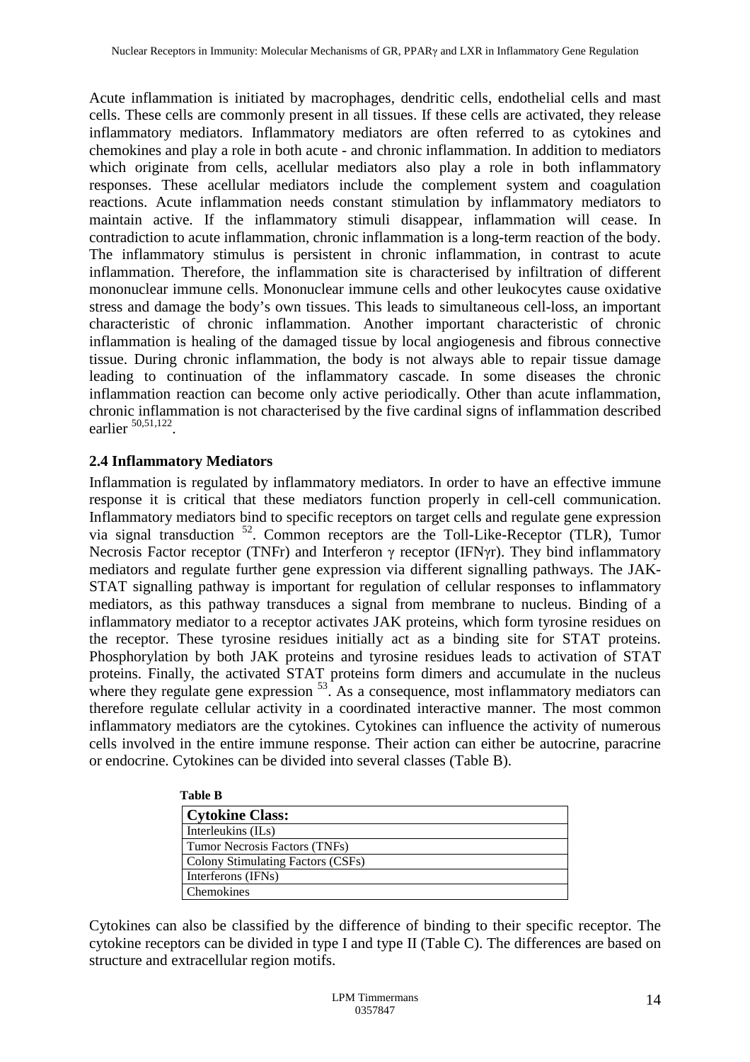Acute inflammation is initiated by macrophages, dendritic cells, endothelial cells and mast cells. These cells are commonly present in all tissues. If these cells are activated, they release inflammatory mediators. Inflammatory mediators are often referred to as cytokines and chemokines and play a role in both acute - and chronic inflammation. In addition to mediators which originate from cells, acellular mediators also play a role in both inflammatory responses. These acellular mediators include the complement system and coagulation reactions. Acute inflammation needs constant stimulation by inflammatory mediators to maintain active. If the inflammatory stimuli disappear, inflammation will cease. In contradiction to acute inflammation, chronic inflammation is a long-term reaction of the body. The inflammatory stimulus is persistent in chronic inflammation, in contrast to acute inflammation. Therefore, the inflammation site is characterised by infiltration of different mononuclear immune cells. Mononuclear immune cells and other leukocytes cause oxidative stress and damage the body's own tissues. This leads to simultaneous cell-loss, an important characteristic of chronic inflammation. Another important characteristic of chronic inflammation is healing of the damaged tissue by local angiogenesis and fibrous connective tissue. During chronic inflammation, the body is not always able to repair tissue damage leading to continuation of the inflammatory cascade. In some diseases the chronic inflammation reaction can become only active periodically. Other than acute inflammation, chronic inflammation is not characterised by the five cardinal signs of inflammation described earlier [50,51,122].

## 2.4 Inflammatory Mediators

Inflammation is regulated by inflammatory mediators. In order to have an effective immune response it is critical that these mediators function properly in cell-cell communication. Inflammatory mediators bind to specific receptors on target cells and regulate gene expression via signal transduction [52]. Common receptors are the Toll-Like-Receptor (TLR), Tumor Necrosis Factor receptor (TNFr) and Interferon γ receptor (IFNγr). They bind inflammatory mediators and regulate further gene expression via different signalling pathways. The JAK-STAT signalling pathway is important for regulation of cellular responses to inflammatory mediators, as this pathway transduces a signal from membrane to nucleus. Binding of a inflammatory mediator to a receptor activates JAK proteins, which form tyrosine residues on the receptor. These tyrosine residues initially act as a binding site for STAT proteins. Phosphorylation by both JAK proteins and tyrosine residues leads to activation of STAT proteins. Finally, the activated STAT proteins form dimers and accumulate in the nucleus where they regulate gene expression [53]. As a consequence, most inflammatory mediators can therefore regulate cellular activity in a coordinated interactive manner. The most common inflammatory mediators are the cytokines. Cytokines can influence the activity of numerous cells involved in the entire immune response. Their action can either be autocrine, paracrine or endocrine. Cytokines can be divided into several classes (Table B).

**Table B**

| Cytokine Class: |
|---|
| Interleukins (ILs) |
| Tumor Necrosis Factors (TNFs) |
| Colony Stimulating Factors (CSFs) |
| Interferons (IFNs) |
| Chemokines |

Cytokines can also be classified by the difference of binding to their specific receptor. The cytokine receptors can be divided in type I and type II (Table C). The differences are based on structure and extracellular region motifs.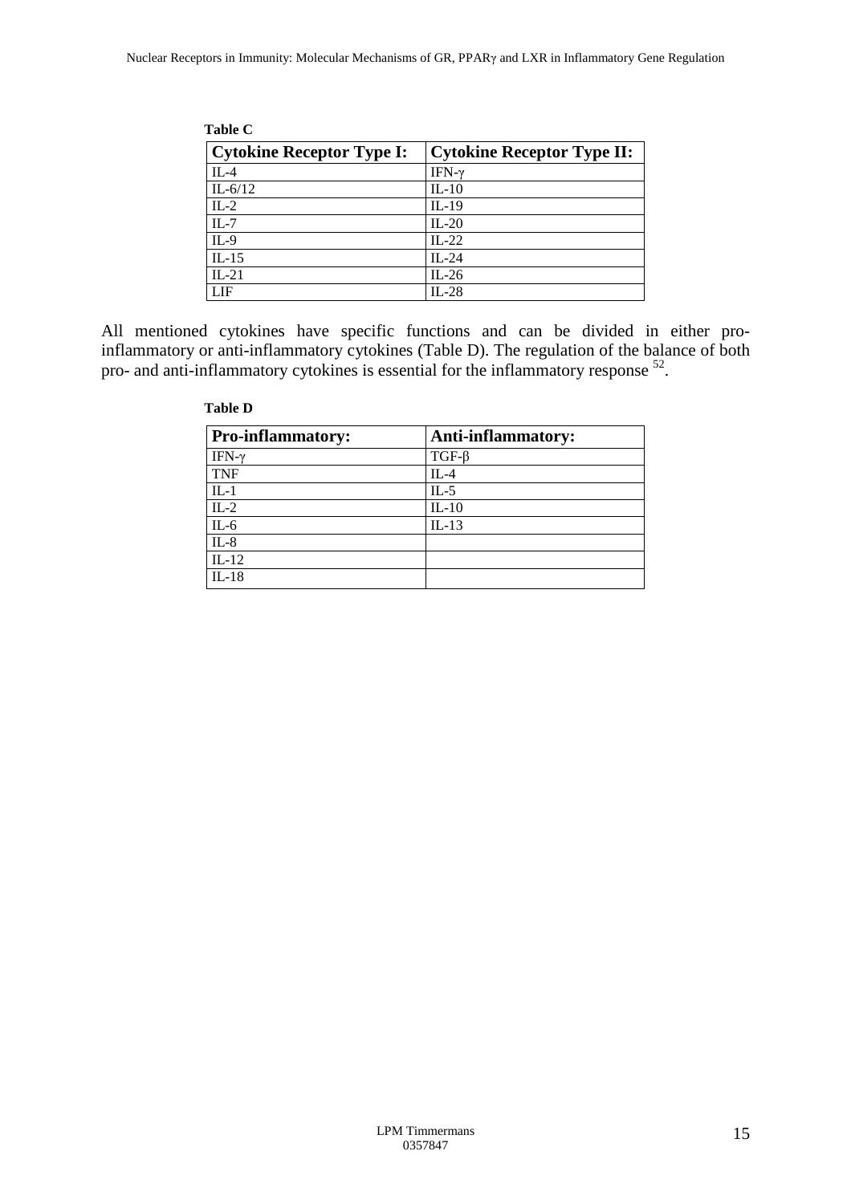**Table C**

| Cytokine Receptor Type I: | Cytokine Receptor Type II: |
| --- | --- |
| IL-4 | IFN-γ |
| IL-6/12 | IL-10 |
| IL-2 | IL-19 |
| IL-7 | IL-20 |
| IL-9 | IL-22 |
| IL-15 | IL-24 |
| IL-21 | IL-26 |
| LIF | IL-28 |

All mentioned cytokines have specific functions and can be divided in either pro-inflammatory or anti-inflammatory cytokines (Table D). The regulation of the balance of both pro- and anti-inflammatory cytokines is essential for the inflammatory response [52].

**Table D**

| Pro-inflammatory: | Anti-inflammatory: |
| --- | --- |
| IFN-γ | TGF-β |
| TNF | IL-4 |
| IL-1 | IL-5 |
| IL-2 | IL-10 |
| IL-6 | IL-13 |
| IL-8 | |
| IL-12 | |
| IL-18 | |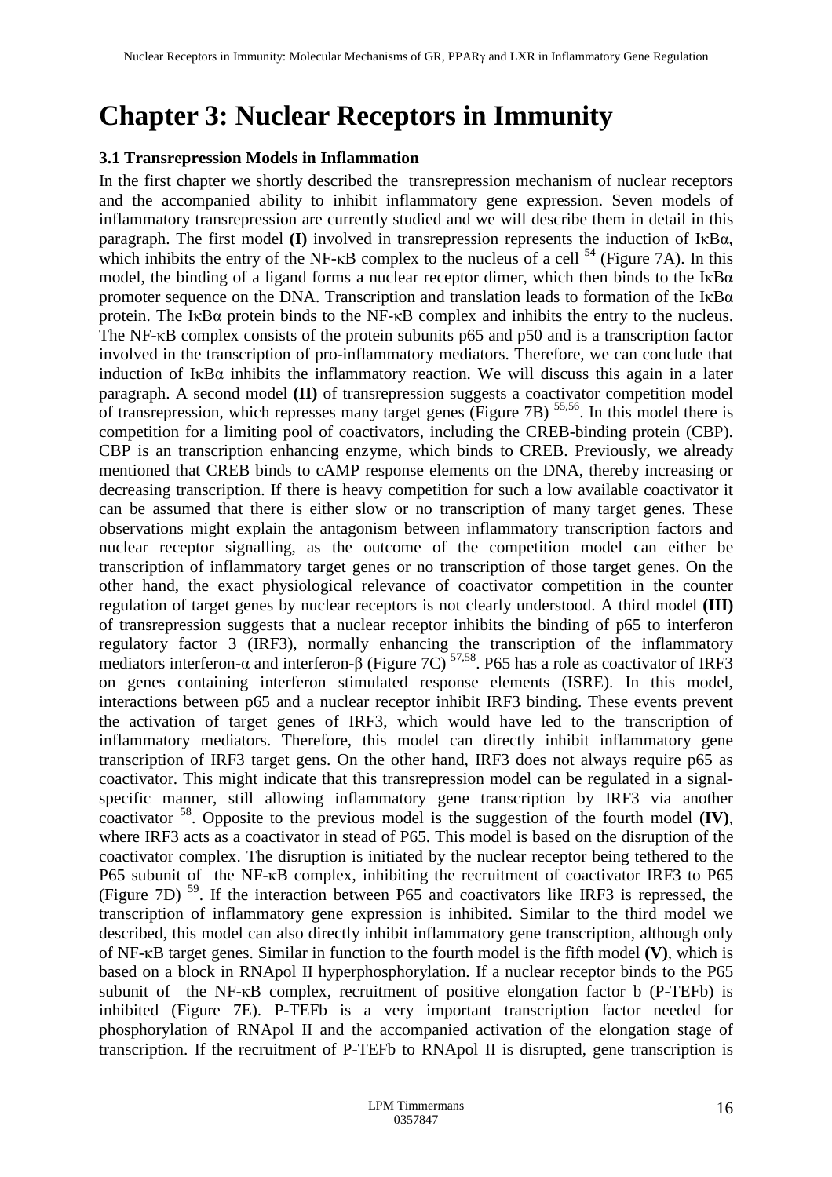# Chapter 3: Nuclear Receptors in Immunity

### 3.1 Transrepression Models in Inflammation

In the first chapter we shortly described the transrepression mechanism of nuclear receptors and the accompanied ability to inhibit inflammatory gene expression. Seven models of inflammatory transrepression are currently studied and we will describe them in detail in this paragraph. The first model **(I)** involved in transrepression represents the induction of IκBα, which inhibits the entry of the NF-κB complex to the nucleus of a cell [54] (Figure 7A). In this model, the binding of a ligand forms a nuclear receptor dimer, which then binds to the IκBα promoter sequence on the DNA. Transcription and translation leads to formation of the IκBα protein. The IκBα protein binds to the NF-κB complex and inhibits the entry to the nucleus. The NF-κB complex consists of the protein subunits p65 and p50 and is a transcription factor involved in the transcription of pro-inflammatory mediators. Therefore, we can conclude that induction of IκBα inhibits the inflammatory reaction. We will discuss this again in a later paragraph. A second model **(II)** of transrepression suggests a coactivator competition model of transrepression, which represses many target genes (Figure 7B) [55,56]. In this model there is competition for a limiting pool of coactivators, including the CREB-binding protein (CBP). CBP is an transcription enhancing enzyme, which binds to CREB. Previously, we already mentioned that CREB binds to cAMP response elements on the DNA, thereby increasing or decreasing transcription. If there is heavy competition for such a low available coactivator it can be assumed that there is either slow or no transcription of many target genes. These observations might explain the antagonism between inflammatory transcription factors and nuclear receptor signalling, as the outcome of the competition model can either be transcription of inflammatory target genes or no transcription of those target genes. On the other hand, the exact physiological relevance of coactivator competition in the counter regulation of target genes by nuclear receptors is not clearly understood. A third model **(III)** of transrepression suggests that a nuclear receptor inhibits the binding of p65 to interferon regulatory factor 3 (IRF3), normally enhancing the transcription of the inflammatory mediators interferon-α and interferon-β (Figure 7C) [57,58]. P65 has a role as coactivator of IRF3 on genes containing interferon stimulated response elements (ISRE). In this model, interactions between p65 and a nuclear receptor inhibit IRF3 binding. These events prevent the activation of target genes of IRF3, which would have led to the transcription of inflammatory mediators. Therefore, this model can directly inhibit inflammatory gene transcription of IRF3 target gens. On the other hand, IRF3 does not always require p65 as coactivator. This might indicate that this transrepression model can be regulated in a signal-specific manner, still allowing inflammatory gene transcription by IRF3 via another coactivator [58]. Opposite to the previous model is the suggestion of the fourth model **(IV)**, where IRF3 acts as a coactivator in stead of P65. This model is based on the disruption of the coactivator complex. The disruption is initiated by the nuclear receptor being tethered to the P65 subunit of the NF-κB complex, inhibiting the recruitment of coactivator IRF3 to P65 (Figure 7D) [59]. If the interaction between P65 and coactivators like IRF3 is repressed, the transcription of inflammatory gene expression is inhibited. Similar to the third model we described, this model can also directly inhibit inflammatory gene transcription, although only of NF-κB target genes. Similar in function to the fourth model is the fifth model **(V)**, which is based on a block in RNApol II hyperphosphorylation. If a nuclear receptor binds to the P65 subunit of the NF-κB complex, recruitment of positive elongation factor b (P-TEFb) is inhibited (Figure 7E). P-TEFb is a very important transcription factor needed for phosphorylation of RNApol II and the accompanied activation of the elongation stage of transcription. If the recruitment of P-TEFb to RNApol II is disrupted, gene transcription is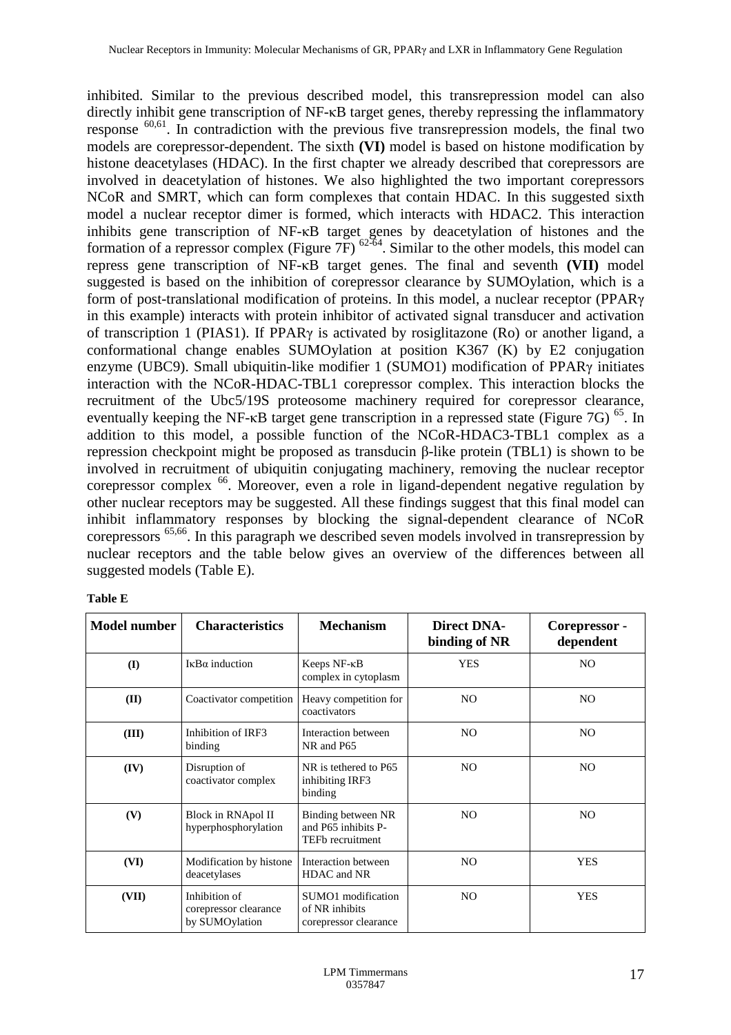inhibited. Similar to the previous described model, this transrepression model can also directly inhibit gene transcription of NF-κB target genes, thereby repressing the inflammatory response [60,61]. In contradiction with the previous five transrepression models, the final two models are corepressor-dependent. The sixth **(VI)** model is based on histone modification by histone deacetylases (HDAC). In the first chapter we already described that corepressors are involved in deacetylation of histones. We also highlighted the two important corepressors NCoR and SMRT, which can form complexes that contain HDAC. In this suggested sixth model a nuclear receptor dimer is formed, which interacts with HDAC2. This interaction inhibits gene transcription of NF-κB target genes by deacetylation of histones and the formation of a repressor complex (Figure 7F) [62-64]. Similar to the other models, this model can repress gene transcription of NF-κB target genes. The final and seventh **(VII)** model suggested is based on the inhibition of corepressor clearance by SUMOylation, which is a form of post-translational modification of proteins. In this model, a nuclear receptor (PPARγ in this example) interacts with protein inhibitor of activated signal transducer and activation of transcription 1 (PIAS1). If PPARγ is activated by rosiglitazone (Ro) or another ligand, a conformational change enables SUMOylation at position K367 (K) by E2 conjugation enzyme (UBC9). Small ubiquitin-like modifier 1 (SUMO1) modification of PPARγ initiates interaction with the NCoR-HDAC-TBL1 corepressor complex. This interaction blocks the recruitment of the Ubc5/19S proteosome machinery required for corepressor clearance, eventually keeping the NF-κB target gene transcription in a repressed state (Figure 7G) [65]. In addition to this model, a possible function of the NCoR-HDAC3-TBL1 complex as a repression checkpoint might be proposed as transducin β-like protein (TBL1) is shown to be involved in recruitment of ubiquitin conjugating machinery, removing the nuclear receptor corepressor complex [66]. Moreover, even a role in ligand-dependent negative regulation by other nuclear receptors may be suggested. All these findings suggest that this final model can inhibit inflammatory responses by blocking the signal-dependent clearance of NCoR corepressors [65,66]. In this paragraph we described seven models involved in transrepression by nuclear receptors and the table below gives an overview of the differences between all suggested models (Table E).

**Table E**

| Model number | Characteristics | Mechanism | Direct DNA-binding of NR | Corepressor - dependent |
|---|---|---|---|---|
| **(I)** | IκBα induction | Keeps NF-κB complex in cytoplasm | YES | NO |
| **(II)** | Coactivator competition | Heavy competition for coactivators | NO | NO |
| **(III)** | Inhibition of IRF3 binding | Interaction between NR and P65 | NO | NO |
| **(IV)** | Disruption of coactivator complex | NR is tethered to P65 inhibiting IRF3 binding | NO | NO |
| **(V)** | Block in RNApol II hyperphosphorylation | Binding between NR and P65 inhibits P-TEFb recruitment | NO | NO |
| **(VI)** | Modification by histone deacetylases | Interaction between HDAC and NR | NO | YES |
| **(VII)** | Inhibition of corepressor clearance by SUMOylation | SUMO1 modification of NR inhibits corepressor clearance | NO | YES |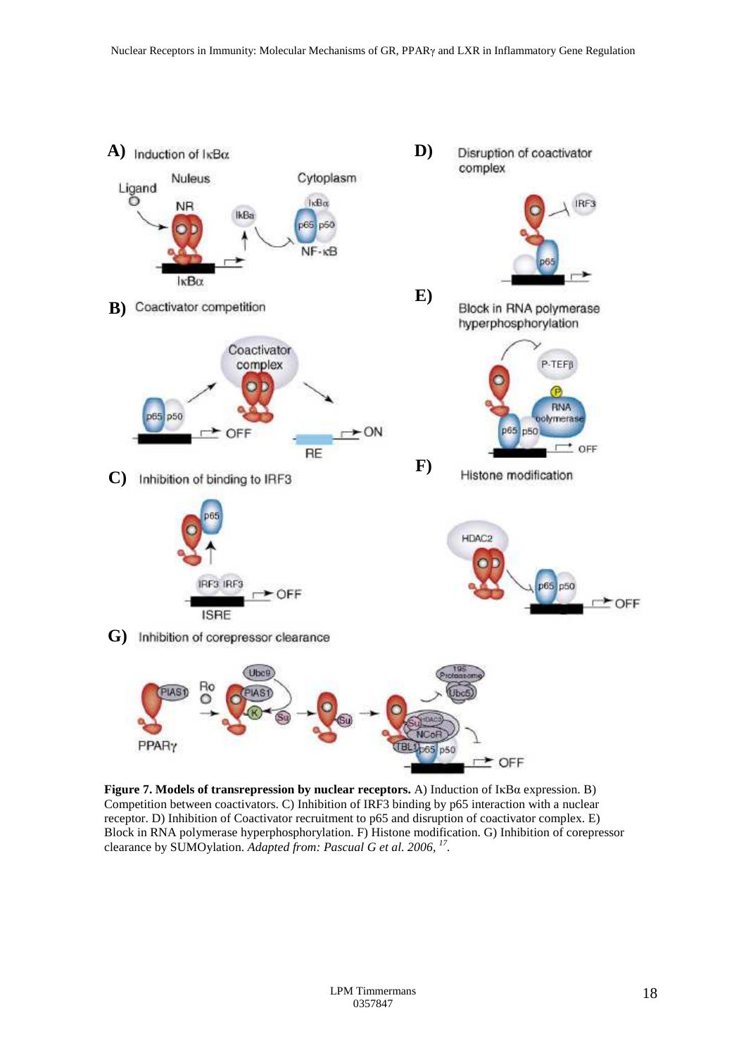**Figure 7. Models of transrepression by nuclear receptors.** A) Induction of IκBα expression. B) Competition between coactivators. C) Inhibition of IRF3 binding by p65 interaction with a nuclear receptor. D) Inhibition of Coactivator recruitment to p65 and disruption of coactivator complex. E) Block in RNA polymerase hyperphosphorylation. F) Histone modification. G) Inhibition of corepressor clearance by SUMOylation. *Adapted from: Pascual G et al. 2006*, [17].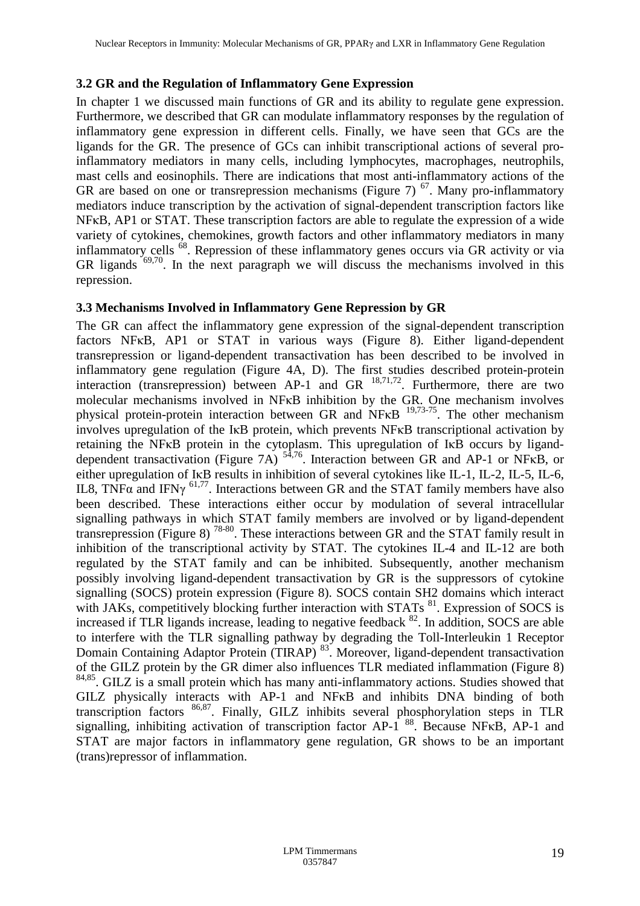### 3.2 GR and the Regulation of Inflammatory Gene Expression

In chapter 1 we discussed main functions of GR and its ability to regulate gene expression. Furthermore, we described that GR can modulate inflammatory responses by the regulation of inflammatory gene expression in different cells. Finally, we have seen that GCs are the ligands for the GR. The presence of GCs can inhibit transcriptional actions of several pro-inflammatory mediators in many cells, including lymphocytes, macrophages, neutrophils, mast cells and eosinophils. There are indications that most anti-inflammatory actions of the GR are based on one or transrepression mechanisms (Figure 7) [67]. Many pro-inflammatory mediators induce transcription by the activation of signal-dependent transcription factors like NFκB, AP1 or STAT. These transcription factors are able to regulate the expression of a wide variety of cytokines, chemokines, growth factors and other inflammatory mediators in many inflammatory cells [68]. Repression of these inflammatory genes occurs via GR activity or via GR ligands [69,70]. In the next paragraph we will discuss the mechanisms involved in this repression.

### 3.3 Mechanisms Involved in Inflammatory Gene Repression by GR

The GR can affect the inflammatory gene expression of the signal-dependent transcription factors NFκB, AP1 or STAT in various ways (Figure 8). Either ligand-dependent transrepression or ligand-dependent transactivation has been described to be involved in inflammatory gene regulation (Figure 4A, D). The first studies described protein-protein interaction (transrepression) between AP-1 and GR [18,71,72]. Furthermore, there are two molecular mechanisms involved in NFκB inhibition by the GR. One mechanism involves physical protein-protein interaction between GR and NFκB [19,73-75]. The other mechanism involves upregulation of the IκB protein, which prevents NFκB transcriptional activation by retaining the NFκB protein in the cytoplasm. This upregulation of IκB occurs by ligand-dependent transactivation (Figure 7A) [54,76]. Interaction between GR and AP-1 or NFκB, or either upregulation of IκB results in inhibition of several cytokines like IL-1, IL-2, IL-5, IL-6, IL8, TNFα and IFNγ [61,77]. Interactions between GR and the STAT family members have also been described. These interactions either occur by modulation of several intracellular signalling pathways in which STAT family members are involved or by ligand-dependent transrepression (Figure 8) [78-80]. These interactions between GR and the STAT family result in inhibition of the transcriptional activity by STAT. The cytokines IL-4 and IL-12 are both regulated by the STAT family and can be inhibited. Subsequently, another mechanism possibly involving ligand-dependent transactivation by GR is the suppressors of cytokine signalling (SOCS) protein expression (Figure 8). SOCS contain SH2 domains which interact with JAKs, competitively blocking further interaction with STATs [81]. Expression of SOCS is increased if TLR ligands increase, leading to negative feedback [82]. In addition, SOCS are able to interfere with the TLR signalling pathway by degrading the Toll-Interleukin 1 Receptor Domain Containing Adaptor Protein (TIRAP) [83]. Moreover, ligand-dependent transactivation of the GILZ protein by the GR dimer also influences TLR mediated inflammation (Figure 8) [84,85]. GILZ is a small protein which has many anti-inflammatory actions. Studies showed that GILZ physically interacts with AP-1 and NFκB and inhibits DNA binding of both transcription factors [86,87]. Finally, GILZ inhibits several phosphorylation steps in TLR signalling, inhibiting activation of transcription factor AP-1 [88]. Because NFκB, AP-1 and STAT are major factors in inflammatory gene regulation, GR shows to be an important (trans)repressor of inflammation.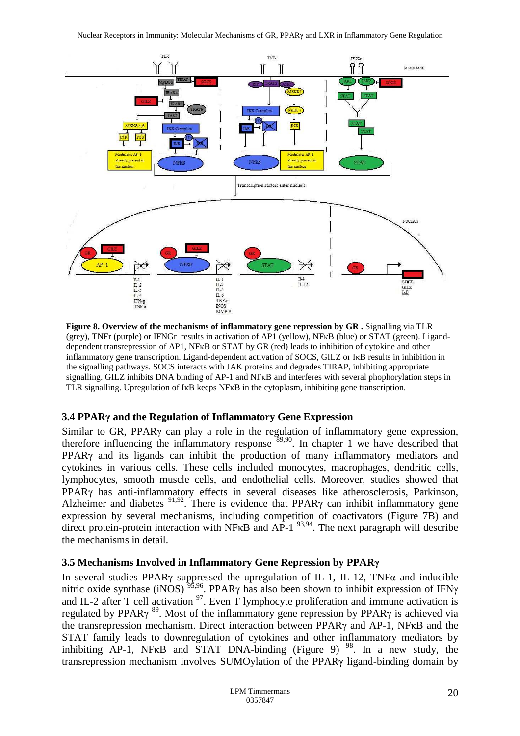**Figure 8. Overview of the mechanisms of inflammatory gene repression by GR .** Signalling via TLR (grey), TNFr (purple) or IFNGr results in activation of AP1 (yellow), NFκB (blue) or STAT (green). Ligand-dependent transrepression of AP1, NFκB or STAT by GR (red) leads to inhibition of cytokine and other inflammatory gene transcription. Ligand-dependent activation of SOCS, GILZ or IκB results in inhibition in the signalling pathways. SOCS interacts with JAK proteins and degrades TIRAP, inhibiting appropriate signalling. GILZ inhibits DNA binding of AP-1 and NFκB and interferes with several phophorylation steps in TLR signalling. Upregulation of IκB keeps NFκB in the cytoplasm, inhibiting gene transcription.

### 3.4 PPARγ and the Regulation of Inflammatory Gene Expression

Similar to GR, PPARγ can play a role in the regulation of inflammatory gene expression, therefore influencing the inflammatory response [89,90]. In chapter 1 we have described that PPARγ and its ligands can inhibit the production of many inflammatory mediators and cytokines in various cells. These cells included monocytes, macrophages, dendritic cells, lymphocytes, smooth muscle cells, and endothelial cells. Moreover, studies showed that PPARγ has anti-inflammatory effects in several diseases like atherosclerosis, Parkinson, Alzheimer and diabetes [91,92]. There is evidence that PPARγ can inhibit inflammatory gene expression by several mechanisms, including competition of coactivators (Figure 7B) and direct protein-protein interaction with NFκB and AP-1 [93,94]. The next paragraph will describe the mechanisms in detail.

### 3.5 Mechanisms Involved in Inflammatory Gene Repression by PPARγ

In several studies PPARγ suppressed the upregulation of IL-1, IL-12, TNFα and inducible nitric oxide synthase (iNOS) [95,96]. PPARγ has also been shown to inhibit expression of IFNγ and IL-2 after T cell activation [97]. Even T lymphocyte proliferation and immune activation is regulated by PPARγ [89]. Most of the inflammatory gene repression by PPARγ is achieved via the transrepression mechanism. Direct interaction between PPARγ and AP-1, NFκB and the STAT family leads to downregulation of cytokines and other inflammatory mediators by inhibiting AP-1, NFκB and STAT DNA-binding (Figure 9) [98]. In a new study, the transrepression mechanism involves SUMOylation of the PPARγ ligand-binding domain by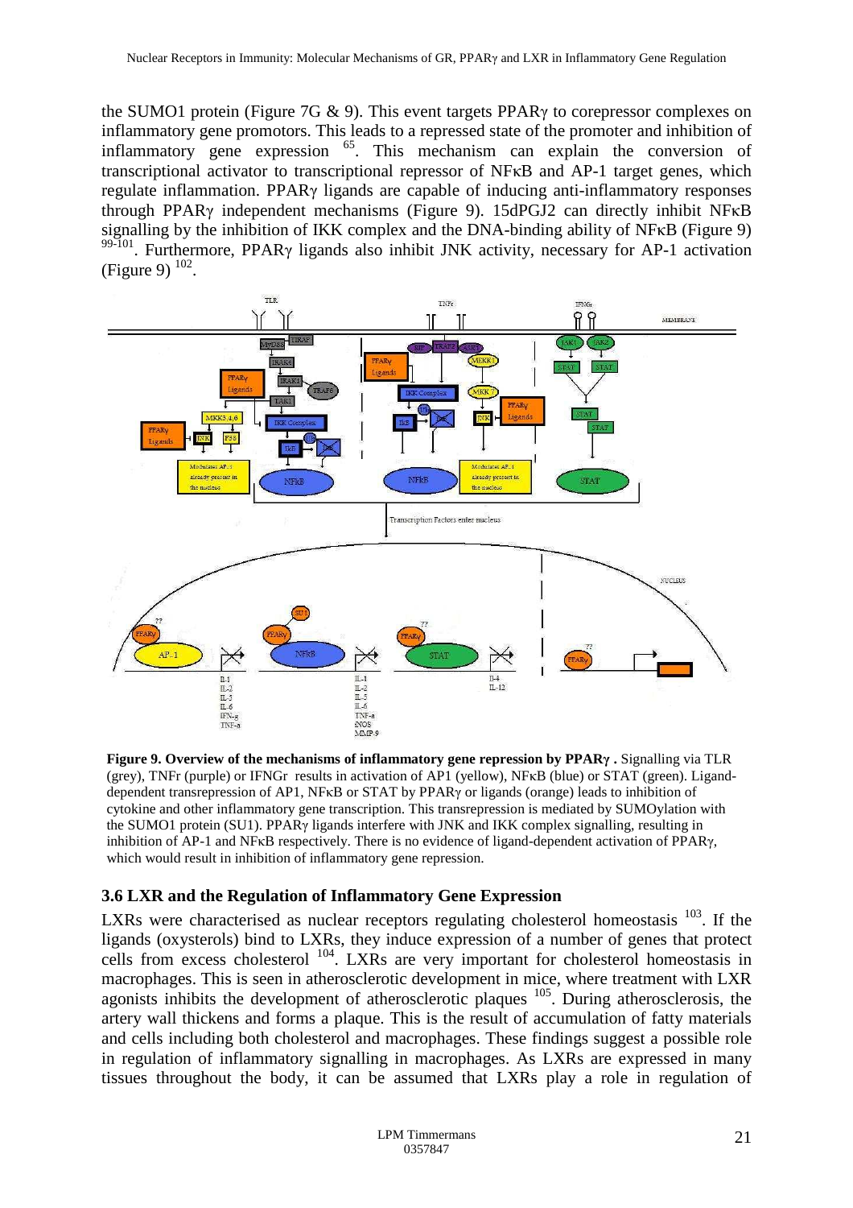the SUMO1 protein (Figure 7G & 9). This event targets PPARγ to corepressor complexes on inflammatory gene promotors. This leads to a repressed state of the promoter and inhibition of inflammatory gene expression [65]. This mechanism can explain the conversion of transcriptional activator to transcriptional repressor of NFκB and AP-1 target genes, which regulate inflammation. PPARγ ligands are capable of inducing anti-inflammatory responses through PPARγ independent mechanisms (Figure 9). 15dPGJ2 can directly inhibit NFκB signalling by the inhibition of IKK complex and the DNA-binding ability of NFκB (Figure 9) [99-101]. Furthermore, PPARγ ligands also inhibit JNK activity, necessary for AP-1 activation (Figure 9) [102].

**Figure 9. Overview of the mechanisms of inflammatory gene repression by PPARγ .** Signalling via TLR (grey), TNFr (purple) or IFNGr results in activation of AP1 (yellow), NFκB (blue) or STAT (green). Ligand-dependent transrepression of AP1, NFκB or STAT by PPARγ or ligands (orange) leads to inhibition of cytokine and other inflammatory gene transcription. This transrepression is mediated by SUMOylation with the SUMO1 protein (SU1). PPARγ ligands interfere with JNK and IKK complex signalling, resulting in inhibition of AP-1 and NFκB respectively. There is no evidence of ligand-dependent activation of PPARγ, which would result in inhibition of inflammatory gene repression.

### 3.6 LXR and the Regulation of Inflammatory Gene Expression

LXRs were characterised as nuclear receptors regulating cholesterol homeostasis [103]. If the ligands (oxysterols) bind to LXRs, they induce expression of a number of genes that protect cells from excess cholesterol [104]. LXRs are very important for cholesterol homeostasis in macrophages. This is seen in atherosclerotic development in mice, where treatment with LXR agonists inhibits the development of atherosclerotic plaques [105]. During atherosclerosis, the artery wall thickens and forms a plaque. This is the result of accumulation of fatty materials and cells including both cholesterol and macrophages. These findings suggest a possible role in regulation of inflammatory signalling in macrophages. As LXRs are expressed in many tissues throughout the body, it can be assumed that LXRs play a role in regulation of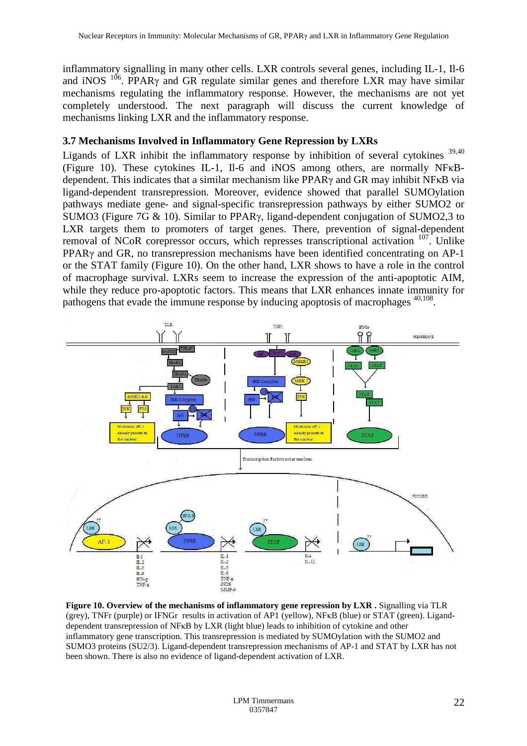inflammatory signalling in many other cells. LXR controls several genes, including IL-1, Il-6 and iNOS [106]. PPARγ and GR regulate similar genes and therefore LXR may have similar mechanisms regulating the inflammatory response. However, the mechanisms are not yet completely understood. The next paragraph will discuss the current knowledge of mechanisms linking LXR and the inflammatory response.

### 3.7 Mechanisms Involved in Inflammatory Gene Repression by LXRs

Ligands of LXR inhibit the inflammatory response by inhibition of several cytokines [39,40] (Figure 10). These cytokines IL-1, Il-6 and iNOS among others, are normally NFκB-dependent. This indicates that a similar mechanism like PPARγ and GR may inhibit NFκB via ligand-dependent transrepression. Moreover, evidence showed that parallel SUMOylation pathways mediate gene- and signal-specific transrepression pathways by either SUMO2 or SUMO3 (Figure 7G & 10). Similar to PPARγ, ligand-dependent conjugation of SUMO2,3 to LXR targets them to promoters of target genes. There, prevention of signal-dependent removal of NCoR corepressor occurs, which represses transcriptional activation [107]. Unlike PPARγ and GR, no transrepression mechanisms have been identified concentrating on AP-1 or the STAT family (Figure 10). On the other hand, LXR shows to have a role in the control of macrophage survival. LXRs seem to increase the expression of the anti-apoptotic AIM, while they reduce pro-apoptotic factors. This means that LXR enhances innate immunity for pathogens that evade the immune response by inducing apoptosis of macrophages [40,108].

**Figure 10. Overview of the mechanisms of inflammatory gene repression by LXR .** Signalling via TLR (grey), TNFr (purple) or IFNGr results in activation of AP1 (yellow), NFκB (blue) or STAT (green). Ligand-dependent transrepression of NFκB by LXR (light blue) leads to inhibition of cytokine and other inflammatory gene transcription. This transrepression is mediated by SUMOylation with the SUMO2 and SUMO3 proteins (SU2/3). Ligand-dependent transrepression mechanisms of AP-1 and STAT by LXR has not been shown. There is also no evidence of ligand-dependent activation of LXR.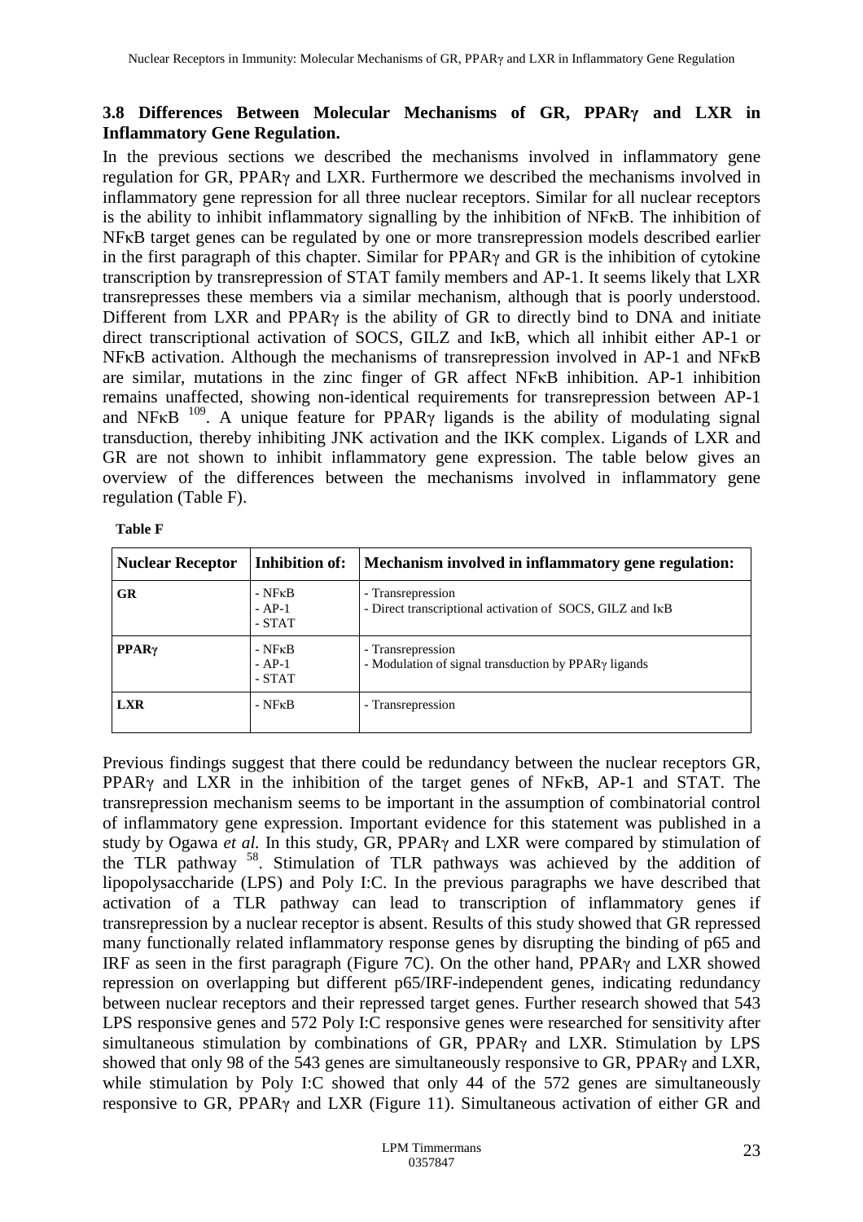### 3.8 Differences Between Molecular Mechanisms of GR, PPARγ and LXR in Inflammatory Gene Regulation.

In the previous sections we described the mechanisms involved in inflammatory gene regulation for GR, PPARγ and LXR. Furthermore we described the mechanisms involved in inflammatory gene repression for all three nuclear receptors. Similar for all nuclear receptors is the ability to inhibit inflammatory signalling by the inhibition of NFκB. The inhibition of NFκB target genes can be regulated by one or more transrepression models described earlier in the first paragraph of this chapter. Similar for PPARγ and GR is the inhibition of cytokine transcription by transrepression of STAT family members and AP-1. It seems likely that LXR transrepresses these members via a similar mechanism, although that is poorly understood. Different from LXR and PPARγ is the ability of GR to directly bind to DNA and initiate direct transcriptional activation of SOCS, GILZ and IκB, which all inhibit either AP-1 or NFκB activation. Although the mechanisms of transrepression involved in AP-1 and NFκB are similar, mutations in the zinc finger of GR affect NFκB inhibition. AP-1 inhibition remains unaffected, showing non-identical requirements for transrepression between AP-1 and NFκB [109]. A unique feature for PPARγ ligands is the ability of modulating signal transduction, thereby inhibiting JNK activation and the IKK complex. Ligands of LXR and GR are not shown to inhibit inflammatory gene expression. The table below gives an overview of the differences between the mechanisms involved in inflammatory gene regulation (Table F).

**Table F**

| Nuclear Receptor | Inhibition of: | Mechanism involved in inflammatory gene regulation: |
|---|---|---|
| **GR** | - NFκB<br>- AP-1<br>- STAT | - Transrepression<br>- Direct transcriptional activation of SOCS, GILZ and IκB |
| **PPARγ** | - NFκB<br>- AP-1<br>- STAT | - Transrepression<br>- Modulation of signal transduction by PPARγ ligands |
| **LXR** | - NFκB | - Transrepression |

Previous findings suggest that there could be redundancy between the nuclear receptors GR, PPARγ and LXR in the inhibition of the target genes of NFκB, AP-1 and STAT. The transrepression mechanism seems to be important in the assumption of combinatorial control of inflammatory gene expression. Important evidence for this statement was published in a study by Ogawa *et al.* In this study, GR, PPARγ and LXR were compared by stimulation of the TLR pathway [58]. Stimulation of TLR pathways was achieved by the addition of lipopolysaccharide (LPS) and Poly I:C. In the previous paragraphs we have described that activation of a TLR pathway can lead to transcription of inflammatory genes if transrepression by a nuclear receptor is absent. Results of this study showed that GR repressed many functionally related inflammatory response genes by disrupting the binding of p65 and IRF as seen in the first paragraph (Figure 7C). On the other hand, PPARγ and LXR showed repression on overlapping but different p65/IRF-independent genes, indicating redundancy between nuclear receptors and their repressed target genes. Further research showed that 543 LPS responsive genes and 572 Poly I:C responsive genes were researched for sensitivity after simultaneous stimulation by combinations of GR, PPARγ and LXR. Stimulation by LPS showed that only 98 of the 543 genes are simultaneously responsive to GR, PPARγ and LXR, while stimulation by Poly I:C showed that only 44 of the 572 genes are simultaneously responsive to GR, PPARγ and LXR (Figure 11). Simultaneous activation of either GR and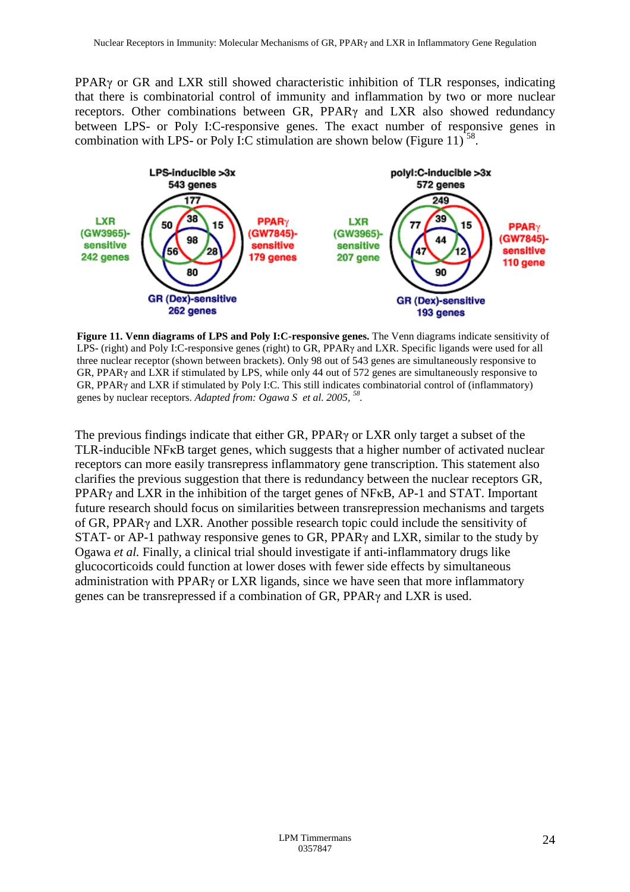PPARγ or GR and LXR still showed characteristic inhibition of TLR responses, indicating that there is combinatorial control of immunity and inflammation by two or more nuclear receptors. Other combinations between GR, PPARγ and LXR also showed redundancy between LPS- or Poly I:C-responsive genes. The exact number of responsive genes in combination with LPS- or Poly I:C stimulation are shown below (Figure 11) [58].

**Figure 11. Venn diagrams of LPS and Poly I:C-responsive genes.** The Venn diagrams indicate sensitivity of LPS- (right) and Poly I:C-responsive genes (right) to GR, PPARγ and LXR. Specific ligands were used for all three nuclear receptor (shown between brackets). Only 98 out of 543 genes are simultaneously responsive to GR, PPARγ and LXR if stimulated by LPS, while only 44 out of 572 genes are simultaneously responsive to GR, PPARγ and LXR if stimulated by Poly I:C. This still indicates combinatorial control of (inflammatory) genes by nuclear receptors. *Adapted from: Ogawa S et al. 2005,* [58].

The previous findings indicate that either GR, PPARγ or LXR only target a subset of the TLR-inducible NFκB target genes, which suggests that a higher number of activated nuclear receptors can more easily transrepress inflammatory gene transcription. This statement also clarifies the previous suggestion that there is redundancy between the nuclear receptors GR, PPARγ and LXR in the inhibition of the target genes of NFκB, AP-1 and STAT. Important future research should focus on similarities between transrepression mechanisms and targets of GR, PPARγ and LXR. Another possible research topic could include the sensitivity of STAT- or AP-1 pathway responsive genes to GR, PPARγ and LXR, similar to the study by Ogawa *et al.* Finally, a clinical trial should investigate if anti-inflammatory drugs like glucocorticoids could function at lower doses with fewer side effects by simultaneous administration with PPARγ or LXR ligands, since we have seen that more inflammatory genes can be transrepressed if a combination of GR, PPARγ and LXR is used.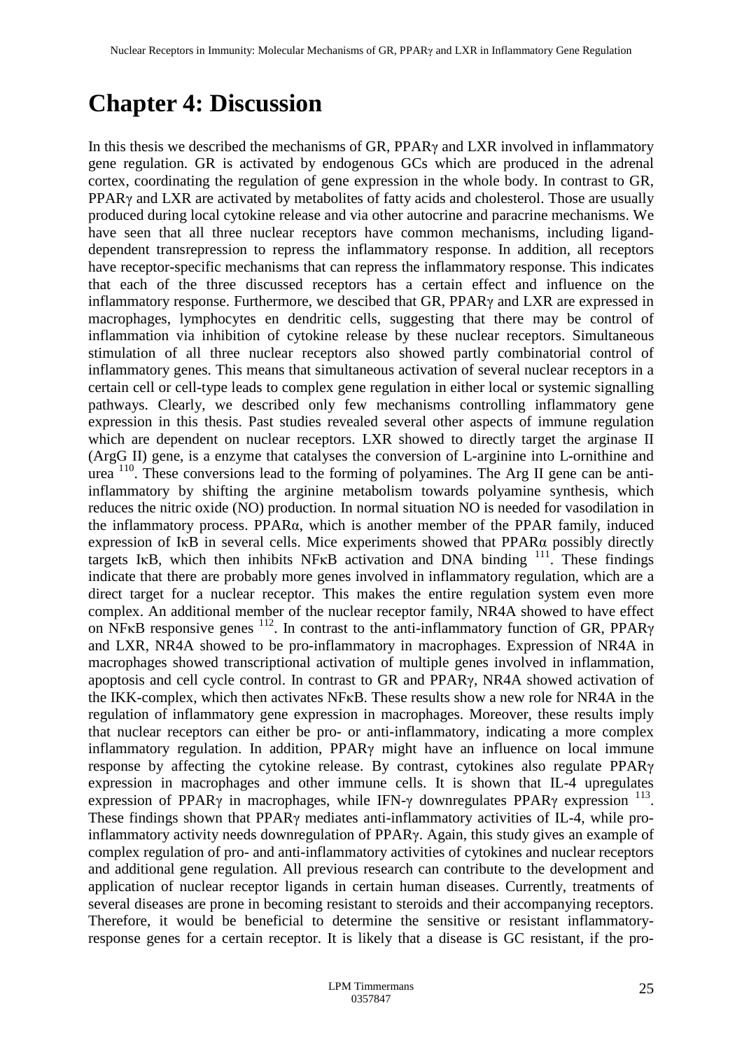# Chapter 4: Discussion

In this thesis we described the mechanisms of GR, PPARγ and LXR involved in inflammatory gene regulation. GR is activated by endogenous GCs which are produced in the adrenal cortex, coordinating the regulation of gene expression in the whole body. In contrast to GR, PPARγ and LXR are activated by metabolites of fatty acids and cholesterol. Those are usually produced during local cytokine release and via other autocrine and paracrine mechanisms. We have seen that all three nuclear receptors have common mechanisms, including ligand-dependent transrepression to repress the inflammatory response. In addition, all receptors have receptor-specific mechanisms that can repress the inflammatory response. This indicates that each of the three discussed receptors has a certain effect and influence on the inflammatory response. Furthermore, we descibed that GR, PPARγ and LXR are expressed in macrophages, lymphocytes en dendritic cells, suggesting that there may be control of inflammation via inhibition of cytokine release by these nuclear receptors. Simultaneous stimulation of all three nuclear receptors also showed partly combinatorial control of inflammatory genes. This means that simultaneous activation of several nuclear receptors in a certain cell or cell-type leads to complex gene regulation in either local or systemic signalling pathways. Clearly, we described only few mechanisms controlling inflammatory gene expression in this thesis. Past studies revealed several other aspects of immune regulation which are dependent on nuclear receptors. LXR showed to directly target the arginase II (ArgG II) gene, is a enzyme that catalyses the conversion of L-arginine into L-ornithine and urea [110]. These conversions lead to the forming of polyamines. The Arg II gene can be anti-inflammatory by shifting the arginine metabolism towards polyamine synthesis, which reduces the nitric oxide (NO) production. In normal situation NO is needed for vasodilation in the inflammatory process. PPARα, which is another member of the PPAR family, induced expression of IκB in several cells. Mice experiments showed that PPARα possibly directly targets IκB, which then inhibits NFκB activation and DNA binding [111]. These findings indicate that there are probably more genes involved in inflammatory regulation, which are a direct target for a nuclear receptor. This makes the entire regulation system even more complex. An additional member of the nuclear receptor family, NR4A showed to have effect on NFκB responsive genes [112]. In contrast to the anti-inflammatory function of GR, PPARγ and LXR, NR4A showed to be pro-inflammatory in macrophages. Expression of NR4A in macrophages showed transcriptional activation of multiple genes involved in inflammation, apoptosis and cell cycle control. In contrast to GR and PPARγ, NR4A showed activation of the IKK-complex, which then activates NFκB. These results show a new role for NR4A in the regulation of inflammatory gene expression in macrophages. Moreover, these results imply that nuclear receptors can either be pro- or anti-inflammatory, indicating a more complex inflammatory regulation. In addition, PPARγ might have an influence on local immune response by affecting the cytokine release. By contrast, cytokines also regulate PPARγ expression in macrophages and other immune cells. It is shown that IL-4 upregulates expression of PPARγ in macrophages, while IFN-γ downregulates PPARγ expression [113]. These findings shown that PPARγ mediates anti-inflammatory activities of IL-4, while pro-inflammatory activity needs downregulation of PPARγ. Again, this study gives an example of complex regulation of pro- and anti-inflammatory activities of cytokines and nuclear receptors and additional gene regulation. All previous research can contribute to the development and application of nuclear receptor ligands in certain human diseases. Currently, treatments of several diseases are prone in becoming resistant to steroids and their accompanying receptors. Therefore, it would be beneficial to determine the sensitive or resistant inflammatory-response genes for a certain receptor. It is likely that a disease is GC resistant, if the pro-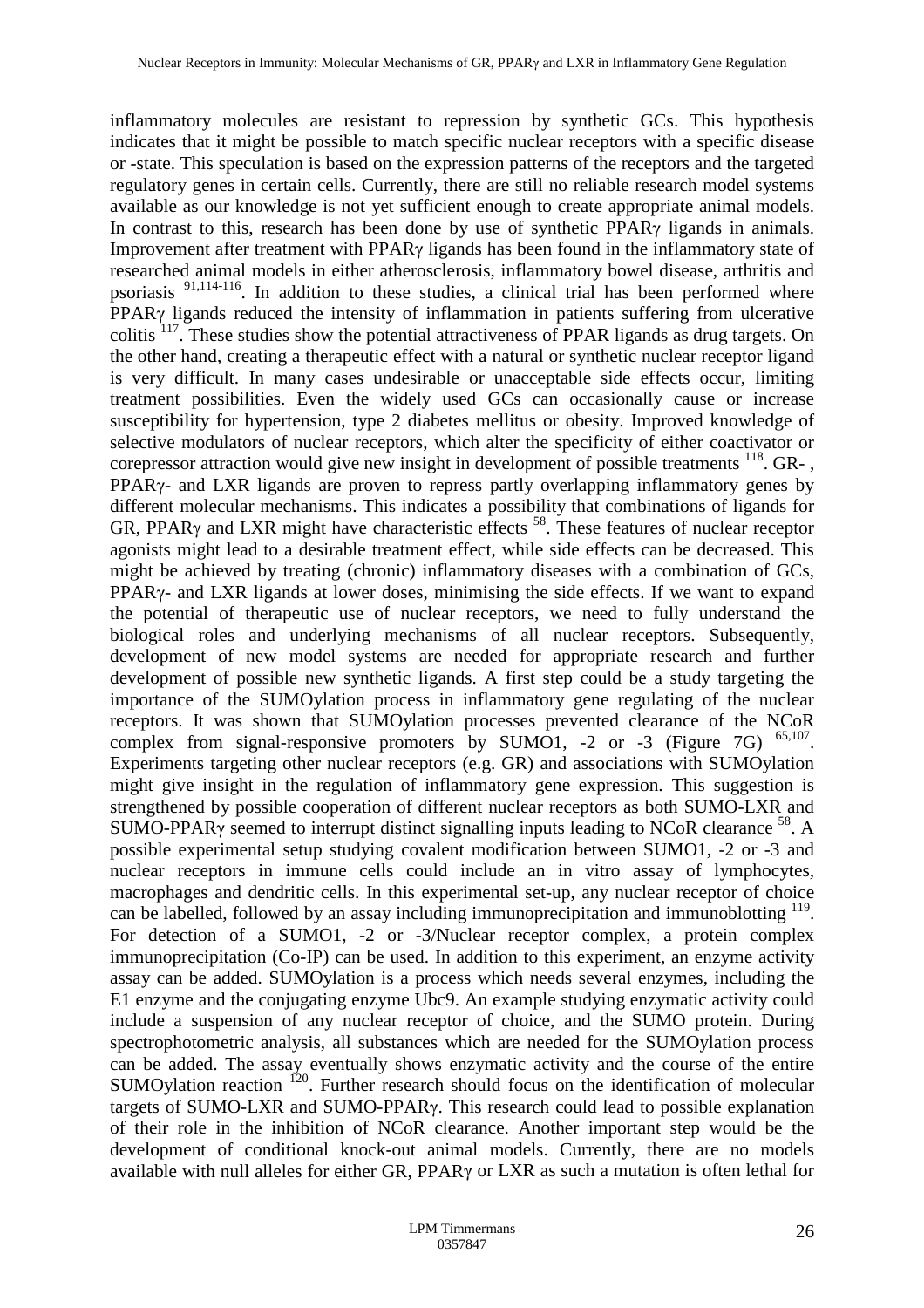inflammatory molecules are resistant to repression by synthetic GCs. This hypothesis indicates that it might be possible to match specific nuclear receptors with a specific disease or -state. This speculation is based on the expression patterns of the receptors and the targeted regulatory genes in certain cells. Currently, there are still no reliable research model systems available as our knowledge is not yet sufficient enough to create appropriate animal models. In contrast to this, research has been done by use of synthetic PPARγ ligands in animals. Improvement after treatment with PPARγ ligands has been found in the inflammatory state of researched animal models in either atherosclerosis, inflammatory bowel disease, arthritis and psoriasis [91,114-116]. In addition to these studies, a clinical trial has been performed where PPARγ ligands reduced the intensity of inflammation in patients suffering from ulcerative colitis [117]. These studies show the potential attractiveness of PPAR ligands as drug targets. On the other hand, creating a therapeutic effect with a natural or synthetic nuclear receptor ligand is very difficult. In many cases undesirable or unacceptable side effects occur, limiting treatment possibilities. Even the widely used GCs can occasionally cause or increase susceptibility for hypertension, type 2 diabetes mellitus or obesity. Improved knowledge of selective modulators of nuclear receptors, which alter the specificity of either coactivator or corepressor attraction would give new insight in development of possible treatments [118]. GR- , PPARγ- and LXR ligands are proven to repress partly overlapping inflammatory genes by different molecular mechanisms. This indicates a possibility that combinations of ligands for GR, PPARγ and LXR might have characteristic effects [58]. These features of nuclear receptor agonists might lead to a desirable treatment effect, while side effects can be decreased. This might be achieved by treating (chronic) inflammatory diseases with a combination of GCs, PPARγ- and LXR ligands at lower doses, minimising the side effects. If we want to expand the potential of therapeutic use of nuclear receptors, we need to fully understand the biological roles and underlying mechanisms of all nuclear receptors. Subsequently, development of new model systems are needed for appropriate research and further development of possible new synthetic ligands. A first step could be a study targeting the importance of the SUMOylation process in inflammatory gene regulating of the nuclear receptors. It was shown that SUMOylation processes prevented clearance of the NCoR complex from signal-responsive promoters by SUMO1, -2 or -3 (Figure 7G) [65,107]. Experiments targeting other nuclear receptors (e.g. GR) and associations with SUMOylation might give insight in the regulation of inflammatory gene expression. This suggestion is strengthened by possible cooperation of different nuclear receptors as both SUMO-LXR and SUMO-PPARγ seemed to interrupt distinct signalling inputs leading to NCoR clearance [58]. A possible experimental setup studying covalent modification between SUMO1, -2 or -3 and nuclear receptors in immune cells could include an in vitro assay of lymphocytes, macrophages and dendritic cells. In this experimental set-up, any nuclear receptor of choice can be labelled, followed by an assay including immunoprecipitation and immunoblotting [119]. For detection of a SUMO1, -2 or -3/Nuclear receptor complex, a protein complex immunoprecipitation (Co-IP) can be used. In addition to this experiment, an enzyme activity assay can be added. SUMOylation is a process which needs several enzymes, including the E1 enzyme and the conjugating enzyme Ubc9. An example studying enzymatic activity could include a suspension of any nuclear receptor of choice, and the SUMO protein. During spectrophotometric analysis, all substances which are needed for the SUMOylation process can be added. The assay eventually shows enzymatic activity and the course of the entire SUMOylation reaction [120]. Further research should focus on the identification of molecular targets of SUMO-LXR and SUMO-PPARγ. This research could lead to possible explanation of their role in the inhibition of NCoR clearance. Another important step would be the development of conditional knock-out animal models. Currently, there are no models available with null alleles for either GR, PPARγ or LXR as such a mutation is often lethal for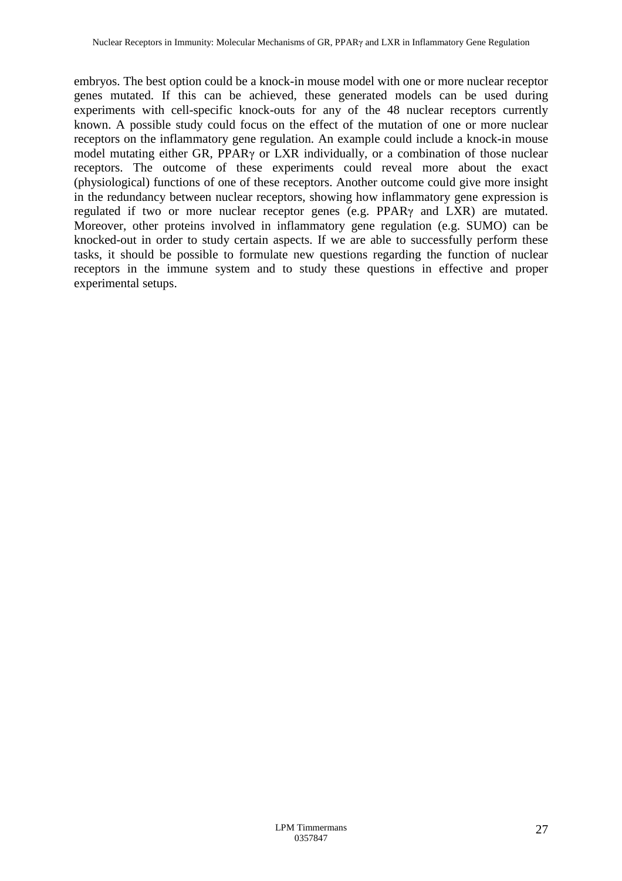embryos. The best option could be a knock-in mouse model with one or more nuclear receptor genes mutated. If this can be achieved, these generated models can be used during experiments with cell-specific knock-outs for any of the 48 nuclear receptors currently known. A possible study could focus on the effect of the mutation of one or more nuclear receptors on the inflammatory gene regulation. An example could include a knock-in mouse model mutating either GR, PPARγ or LXR individually, or a combination of those nuclear receptors. The outcome of these experiments could reveal more about the exact (physiological) functions of one of these receptors. Another outcome could give more insight in the redundancy between nuclear receptors, showing how inflammatory gene expression is regulated if two or more nuclear receptor genes (e.g. PPARγ and LXR) are mutated. Moreover, other proteins involved in inflammatory gene regulation (e.g. SUMO) can be knocked-out in order to study certain aspects. If we are able to successfully perform these tasks, it should be possible to formulate new questions regarding the function of nuclear receptors in the immune system and to study these questions in effective and proper experimental setups.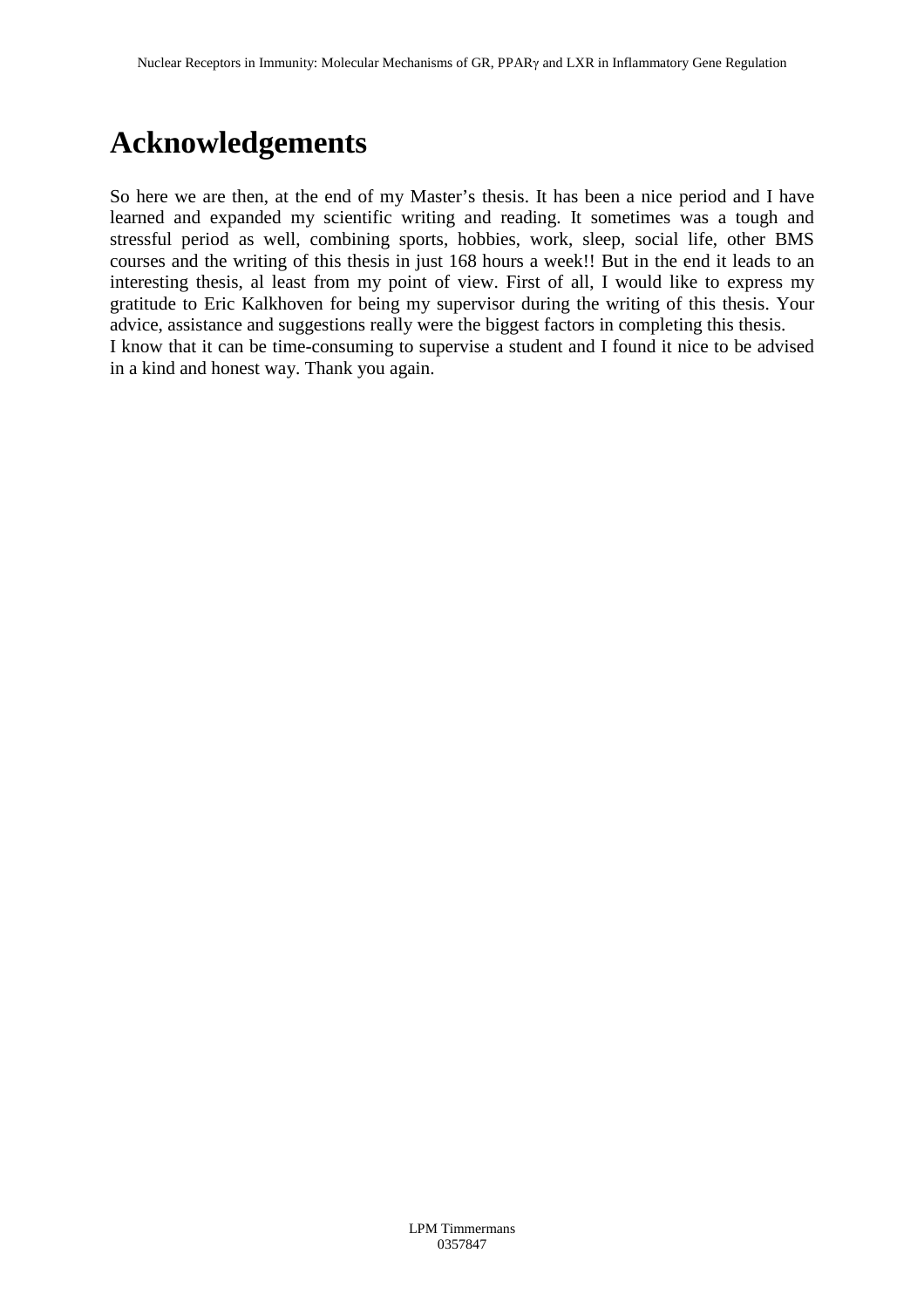# Acknowledgements

So here we are then, at the end of my Master's thesis. It has been a nice period and I have learned and expanded my scientific writing and reading. It sometimes was a tough and stressful period as well, combining sports, hobbies, work, sleep, social life, other BMS courses and the writing of this thesis in just 168 hours a week!! But in the end it leads to an interesting thesis, al least from my point of view. First of all, I would like to express my gratitude to Eric Kalkhoven for being my supervisor during the writing of this thesis. Your advice, assistance and suggestions really were the biggest factors in completing this thesis.
I know that it can be time-consuming to supervise a student and I found it nice to be advised in a kind and honest way. Thank you again.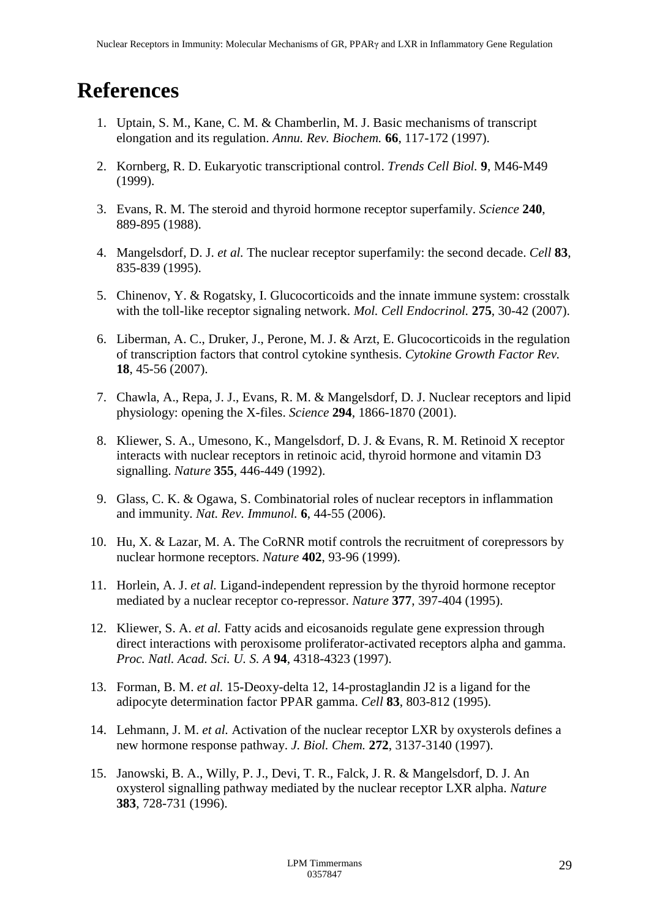# References

1. Uptain, S. M., Kane, C. M. & Chamberlin, M. J. Basic mechanisms of transcript elongation and its regulation. *Annu. Rev. Biochem.* **66**, 117-172 (1997).

2. Kornberg, R. D. Eukaryotic transcriptional control. *Trends Cell Biol.* **9**, M46-M49 (1999).

3. Evans, R. M. The steroid and thyroid hormone receptor superfamily. *Science* **240**, 889-895 (1988).

4. Mangelsdorf, D. J. *et al.* The nuclear receptor superfamily: the second decade. *Cell* **83**, 835-839 (1995).

5. Chinenov, Y. & Rogatsky, I. Glucocorticoids and the innate immune system: crosstalk with the toll-like receptor signaling network. *Mol. Cell Endocrinol.* **275**, 30-42 (2007).

6. Liberman, A. C., Druker, J., Perone, M. J. & Arzt, E. Glucocorticoids in the regulation of transcription factors that control cytokine synthesis. *Cytokine Growth Factor Rev.* **18**, 45-56 (2007).

7. Chawla, A., Repa, J. J., Evans, R. M. & Mangelsdorf, D. J. Nuclear receptors and lipid physiology: opening the X-files. *Science* **294**, 1866-1870 (2001).

8. Kliewer, S. A., Umesono, K., Mangelsdorf, D. J. & Evans, R. M. Retinoid X receptor interacts with nuclear receptors in retinoic acid, thyroid hormone and vitamin D3 signalling. *Nature* **355**, 446-449 (1992).

9. Glass, C. K. & Ogawa, S. Combinatorial roles of nuclear receptors in inflammation and immunity. *Nat. Rev. Immunol.* **6**, 44-55 (2006).

10. Hu, X. & Lazar, M. A. The CoRNR motif controls the recruitment of corepressors by nuclear hormone receptors. *Nature* **402**, 93-96 (1999).

11. Horlein, A. J. *et al.* Ligand-independent repression by the thyroid hormone receptor mediated by a nuclear receptor co-repressor. *Nature* **377**, 397-404 (1995).

12. Kliewer, S. A. *et al.* Fatty acids and eicosanoids regulate gene expression through direct interactions with peroxisome proliferator-activated receptors alpha and gamma. *Proc. Natl. Acad. Sci. U. S. A* **94**, 4318-4323 (1997).

13. Forman, B. M. *et al.* 15-Deoxy-delta 12, 14-prostaglandin J2 is a ligand for the adipocyte determination factor PPAR gamma. *Cell* **83**, 803-812 (1995).

14. Lehmann, J. M. *et al.* Activation of the nuclear receptor LXR by oxysterols defines a new hormone response pathway. *J. Biol. Chem.* **272**, 3137-3140 (1997).

15. Janowski, B. A., Willy, P. J., Devi, T. R., Falck, J. R. & Mangelsdorf, D. J. An oxysterol signalling pathway mediated by the nuclear receptor LXR alpha. *Nature* **383**, 728-731 (1996).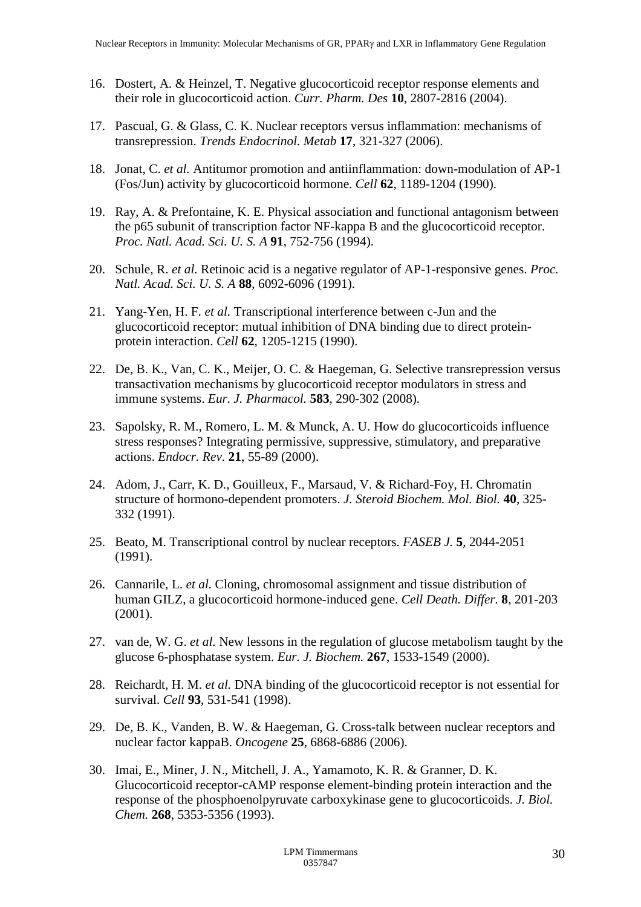16. Dostert, A. & Heinzel, T. Negative glucocorticoid receptor response elements and their role in glucocorticoid action. *Curr. Pharm. Des* **10**, 2807-2816 (2004).

17. Pascual, G. & Glass, C. K. Nuclear receptors versus inflammation: mechanisms of transrepression. *Trends Endocrinol. Metab* **17**, 321-327 (2006).

18. Jonat, C. *et al.* Antitumor promotion and antiinflammation: down-modulation of AP-1 (Fos/Jun) activity by glucocorticoid hormone. *Cell* **62**, 1189-1204 (1990).

19. Ray, A. & Prefontaine, K. E. Physical association and functional antagonism between the p65 subunit of transcription factor NF-kappa B and the glucocorticoid receptor. *Proc. Natl. Acad. Sci. U. S. A* **91**, 752-756 (1994).

20. Schule, R. *et al.* Retinoic acid is a negative regulator of AP-1-responsive genes. *Proc. Natl. Acad. Sci. U. S. A* **88**, 6092-6096 (1991).

21. Yang-Yen, H. F. *et al.* Transcriptional interference between c-Jun and the glucocorticoid receptor: mutual inhibition of DNA binding due to direct protein-protein interaction. *Cell* **62**, 1205-1215 (1990).

22. De, B. K., Van, C. K., Meijer, O. C. & Haegeman, G. Selective transrepression versus transactivation mechanisms by glucocorticoid receptor modulators in stress and immune systems. *Eur. J. Pharmacol.* **583**, 290-302 (2008).

23. Sapolsky, R. M., Romero, L. M. & Munck, A. U. How do glucocorticoids influence stress responses? Integrating permissive, suppressive, stimulatory, and preparative actions. *Endocr. Rev.* **21**, 55-89 (2000).

24. Adom, J., Carr, K. D., Gouilleux, F., Marsaud, V. & Richard-Foy, H. Chromatin structure of hormono-dependent promoters. *J. Steroid Biochem. Mol. Biol.* **40**, 325-332 (1991).

25. Beato, M. Transcriptional control by nuclear receptors. *FASEB J.* **5**, 2044-2051 (1991).

26. Cannarile, L. *et al.* Cloning, chromosomal assignment and tissue distribution of human GILZ, a glucocorticoid hormone-induced gene. *Cell Death. Differ.* **8**, 201-203 (2001).

27. van de, W. G. *et al.* New lessons in the regulation of glucose metabolism taught by the glucose 6-phosphatase system. *Eur. J. Biochem.* **267**, 1533-1549 (2000).

28. Reichardt, H. M. *et al.* DNA binding of the glucocorticoid receptor is not essential for survival. *Cell* **93**, 531-541 (1998).

29. De, B. K., Vanden, B. W. & Haegeman, G. Cross-talk between nuclear receptors and nuclear factor kappaB. *Oncogene* **25**, 6868-6886 (2006).

30. Imai, E., Miner, J. N., Mitchell, J. A., Yamamoto, K. R. & Granner, D. K. Glucocorticoid receptor-cAMP response element-binding protein interaction and the response of the phosphoenolpyruvate carboxykinase gene to glucocorticoids. *J. Biol. Chem.* **268**, 5353-5356 (1993).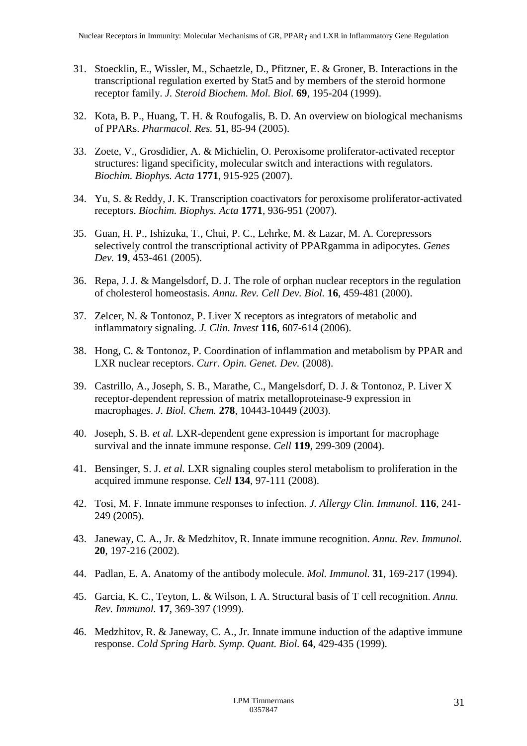31. Stoecklin, E., Wissler, M., Schaetzle, D., Pfitzner, E. & Groner, B. Interactions in the transcriptional regulation exerted by Stat5 and by members of the steroid hormone receptor family. *J. Steroid Biochem. Mol. Biol.* **69**, 195-204 (1999).

32. Kota, B. P., Huang, T. H. & Roufogalis, B. D. An overview on biological mechanisms of PPARs. *Pharmacol. Res.* **51**, 85-94 (2005).

33. Zoete, V., Grosdidier, A. & Michielin, O. Peroxisome proliferator-activated receptor structures: ligand specificity, molecular switch and interactions with regulators. *Biochim. Biophys. Acta* **1771**, 915-925 (2007).

34. Yu, S. & Reddy, J. K. Transcription coactivators for peroxisome proliferator-activated receptors. *Biochim. Biophys. Acta* **1771**, 936-951 (2007).

35. Guan, H. P., Ishizuka, T., Chui, P. C., Lehrke, M. & Lazar, M. A. Corepressors selectively control the transcriptional activity of PPARgamma in adipocytes. *Genes Dev.* **19**, 453-461 (2005).

36. Repa, J. J. & Mangelsdorf, D. J. The role of orphan nuclear receptors in the regulation of cholesterol homeostasis. *Annu. Rev. Cell Dev. Biol.* **16**, 459-481 (2000).

37. Zelcer, N. & Tontonoz, P. Liver X receptors as integrators of metabolic and inflammatory signaling. *J. Clin. Invest* **116**, 607-614 (2006).

38. Hong, C. & Tontonoz, P. Coordination of inflammation and metabolism by PPAR and LXR nuclear receptors. *Curr. Opin. Genet. Dev.* (2008).

39. Castrillo, A., Joseph, S. B., Marathe, C., Mangelsdorf, D. J. & Tontonoz, P. Liver X receptor-dependent repression of matrix metalloproteinase-9 expression in macrophages. *J. Biol. Chem.* **278**, 10443-10449 (2003).

40. Joseph, S. B. *et al.* LXR-dependent gene expression is important for macrophage survival and the innate immune response. *Cell* **119**, 299-309 (2004).

41. Bensinger, S. J. *et al.* LXR signaling couples sterol metabolism to proliferation in the acquired immune response. *Cell* **134**, 97-111 (2008).

42. Tosi, M. F. Innate immune responses to infection. *J. Allergy Clin. Immunol.* **116**, 241-249 (2005).

43. Janeway, C. A., Jr. & Medzhitov, R. Innate immune recognition. *Annu. Rev. Immunol.* **20**, 197-216 (2002).

44. Padlan, E. A. Anatomy of the antibody molecule. *Mol. Immunol.* **31**, 169-217 (1994).

45. Garcia, K. C., Teyton, L. & Wilson, I. A. Structural basis of T cell recognition. *Annu. Rev. Immunol.* **17**, 369-397 (1999).

46. Medzhitov, R. & Janeway, C. A., Jr. Innate immune induction of the adaptive immune response. *Cold Spring Harb. Symp. Quant. Biol.* **64**, 429-435 (1999).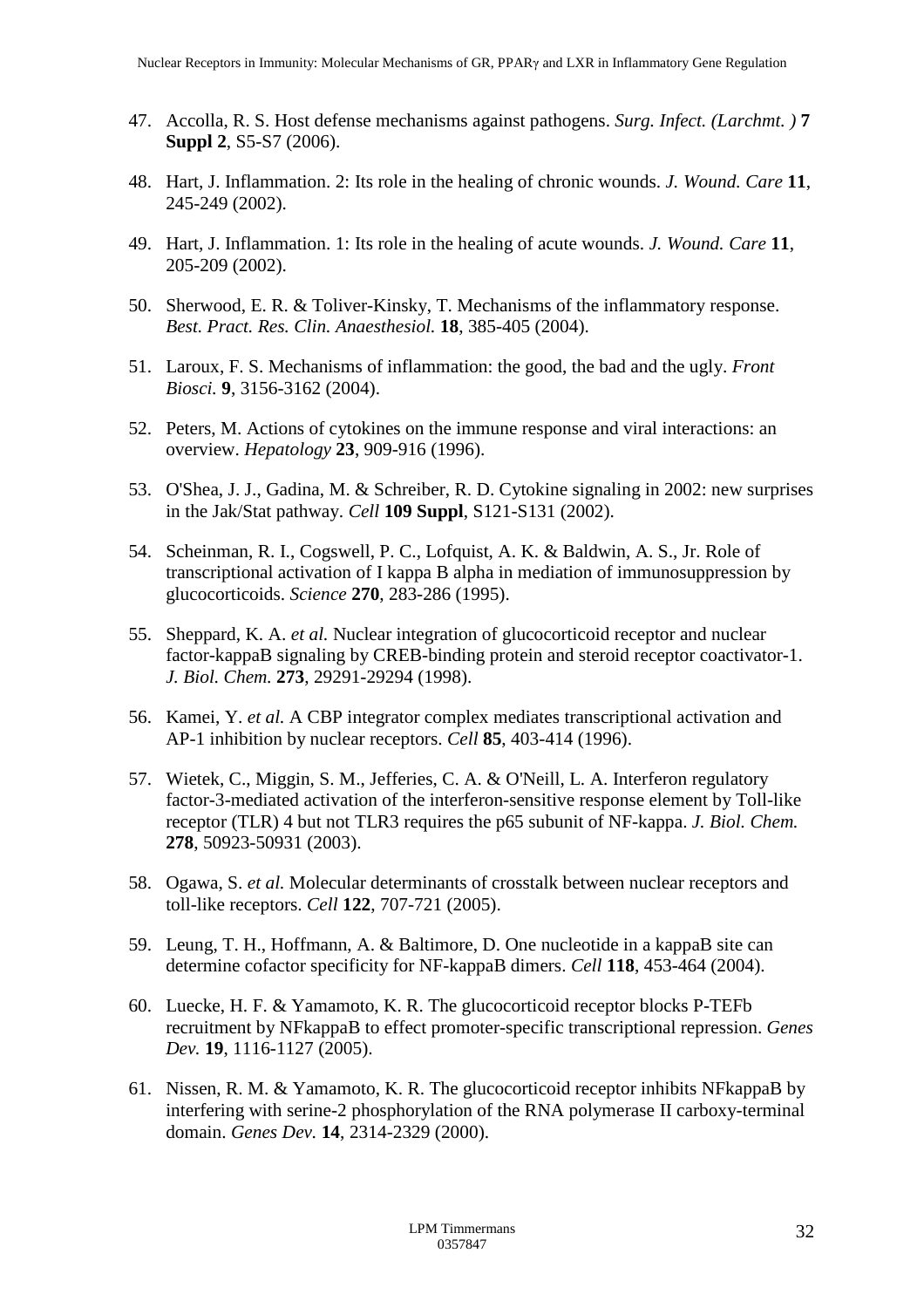47. Accolla, R. S. Host defense mechanisms against pathogens. *Surg. Infect. (Larchmt. )* **7 Suppl 2**, S5-S7 (2006).

48. Hart, J. Inflammation. 2: Its role in the healing of chronic wounds. *J. Wound. Care* **11**, 245-249 (2002).

49. Hart, J. Inflammation. 1: Its role in the healing of acute wounds. *J. Wound. Care* **11**, 205-209 (2002).

50. Sherwood, E. R. & Toliver-Kinsky, T. Mechanisms of the inflammatory response. *Best. Pract. Res. Clin. Anaesthesiol.* **18**, 385-405 (2004).

51. Laroux, F. S. Mechanisms of inflammation: the good, the bad and the ugly. *Front Biosci.* **9**, 3156-3162 (2004).

52. Peters, M. Actions of cytokines on the immune response and viral interactions: an overview. *Hepatology* **23**, 909-916 (1996).

53. O'Shea, J. J., Gadina, M. & Schreiber, R. D. Cytokine signaling in 2002: new surprises in the Jak/Stat pathway. *Cell* **109 Suppl**, S121-S131 (2002).

54. Scheinman, R. I., Cogswell, P. C., Lofquist, A. K. & Baldwin, A. S., Jr. Role of transcriptional activation of I kappa B alpha in mediation of immunosuppression by glucocorticoids. *Science* **270**, 283-286 (1995).

55. Sheppard, K. A. *et al.* Nuclear integration of glucocorticoid receptor and nuclear factor-kappaB signaling by CREB-binding protein and steroid receptor coactivator-1. *J. Biol. Chem.* **273**, 29291-29294 (1998).

56. Kamei, Y. *et al.* A CBP integrator complex mediates transcriptional activation and AP-1 inhibition by nuclear receptors. *Cell* **85**, 403-414 (1996).

57. Wietek, C., Miggin, S. M., Jefferies, C. A. & O'Neill, L. A. Interferon regulatory factor-3-mediated activation of the interferon-sensitive response element by Toll-like receptor (TLR) 4 but not TLR3 requires the p65 subunit of NF-kappa. *J. Biol. Chem.* **278**, 50923-50931 (2003).

58. Ogawa, S. *et al.* Molecular determinants of crosstalk between nuclear receptors and toll-like receptors. *Cell* **122**, 707-721 (2005).

59. Leung, T. H., Hoffmann, A. & Baltimore, D. One nucleotide in a kappaB site can determine cofactor specificity for NF-kappaB dimers. *Cell* **118**, 453-464 (2004).

60. Luecke, H. F. & Yamamoto, K. R. The glucocorticoid receptor blocks P-TEFb recruitment by NFkappaB to effect promoter-specific transcriptional repression. *Genes Dev.* **19**, 1116-1127 (2005).

61. Nissen, R. M. & Yamamoto, K. R. The glucocorticoid receptor inhibits NFkappaB by interfering with serine-2 phosphorylation of the RNA polymerase II carboxy-terminal domain. *Genes Dev.* **14**, 2314-2329 (2000).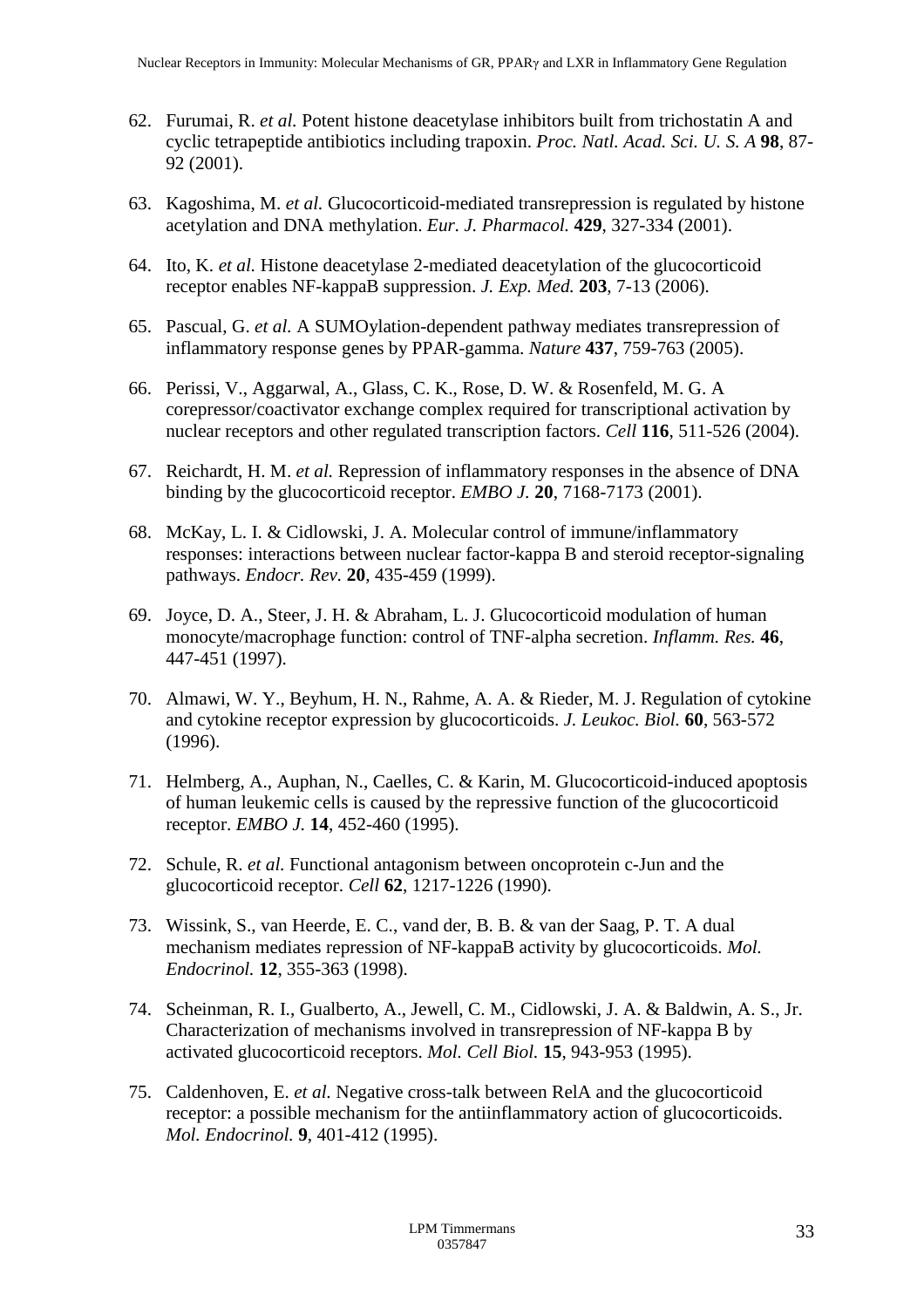62. Furumai, R. *et al.* Potent histone deacetylase inhibitors built from trichostatin A and cyclic tetrapeptide antibiotics including trapoxin. *Proc. Natl. Acad. Sci. U. S. A* **98**, 87-92 (2001).

63. Kagoshima, M. *et al.* Glucocorticoid-mediated transrepression is regulated by histone acetylation and DNA methylation. *Eur. J. Pharmacol.* **429**, 327-334 (2001).

64. Ito, K. *et al.* Histone deacetylase 2-mediated deacetylation of the glucocorticoid receptor enables NF-kappaB suppression. *J. Exp. Med.* **203**, 7-13 (2006).

65. Pascual, G. *et al.* A SUMOylation-dependent pathway mediates transrepression of inflammatory response genes by PPAR-gamma. *Nature* **437**, 759-763 (2005).

66. Perissi, V., Aggarwal, A., Glass, C. K., Rose, D. W. & Rosenfeld, M. G. A corepressor/coactivator exchange complex required for transcriptional activation by nuclear receptors and other regulated transcription factors. *Cell* **116**, 511-526 (2004).

67. Reichardt, H. M. *et al.* Repression of inflammatory responses in the absence of DNA binding by the glucocorticoid receptor. *EMBO J.* **20**, 7168-7173 (2001).

68. McKay, L. I. & Cidlowski, J. A. Molecular control of immune/inflammatory responses: interactions between nuclear factor-kappa B and steroid receptor-signaling pathways. *Endocr. Rev.* **20**, 435-459 (1999).

69. Joyce, D. A., Steer, J. H. & Abraham, L. J. Glucocorticoid modulation of human monocyte/macrophage function: control of TNF-alpha secretion. *Inflamm. Res.* **46**, 447-451 (1997).

70. Almawi, W. Y., Beyhum, H. N., Rahme, A. A. & Rieder, M. J. Regulation of cytokine and cytokine receptor expression by glucocorticoids. *J. Leukoc. Biol.* **60**, 563-572 (1996).

71. Helmberg, A., Auphan, N., Caelles, C. & Karin, M. Glucocorticoid-induced apoptosis of human leukemic cells is caused by the repressive function of the glucocorticoid receptor. *EMBO J.* **14**, 452-460 (1995).

72. Schule, R. *et al.* Functional antagonism between oncoprotein c-Jun and the glucocorticoid receptor. *Cell* **62**, 1217-1226 (1990).

73. Wissink, S., van Heerde, E. C., vand der, B. B. & van der Saag, P. T. A dual mechanism mediates repression of NF-kappaB activity by glucocorticoids. *Mol. Endocrinol.* **12**, 355-363 (1998).

74. Scheinman, R. I., Gualberto, A., Jewell, C. M., Cidlowski, J. A. & Baldwin, A. S., Jr. Characterization of mechanisms involved in transrepression of NF-kappa B by activated glucocorticoid receptors. *Mol. Cell Biol.* **15**, 943-953 (1995).

75. Caldenhoven, E. *et al.* Negative cross-talk between RelA and the glucocorticoid receptor: a possible mechanism for the antiinflammatory action of glucocorticoids. *Mol. Endocrinol.* **9**, 401-412 (1995).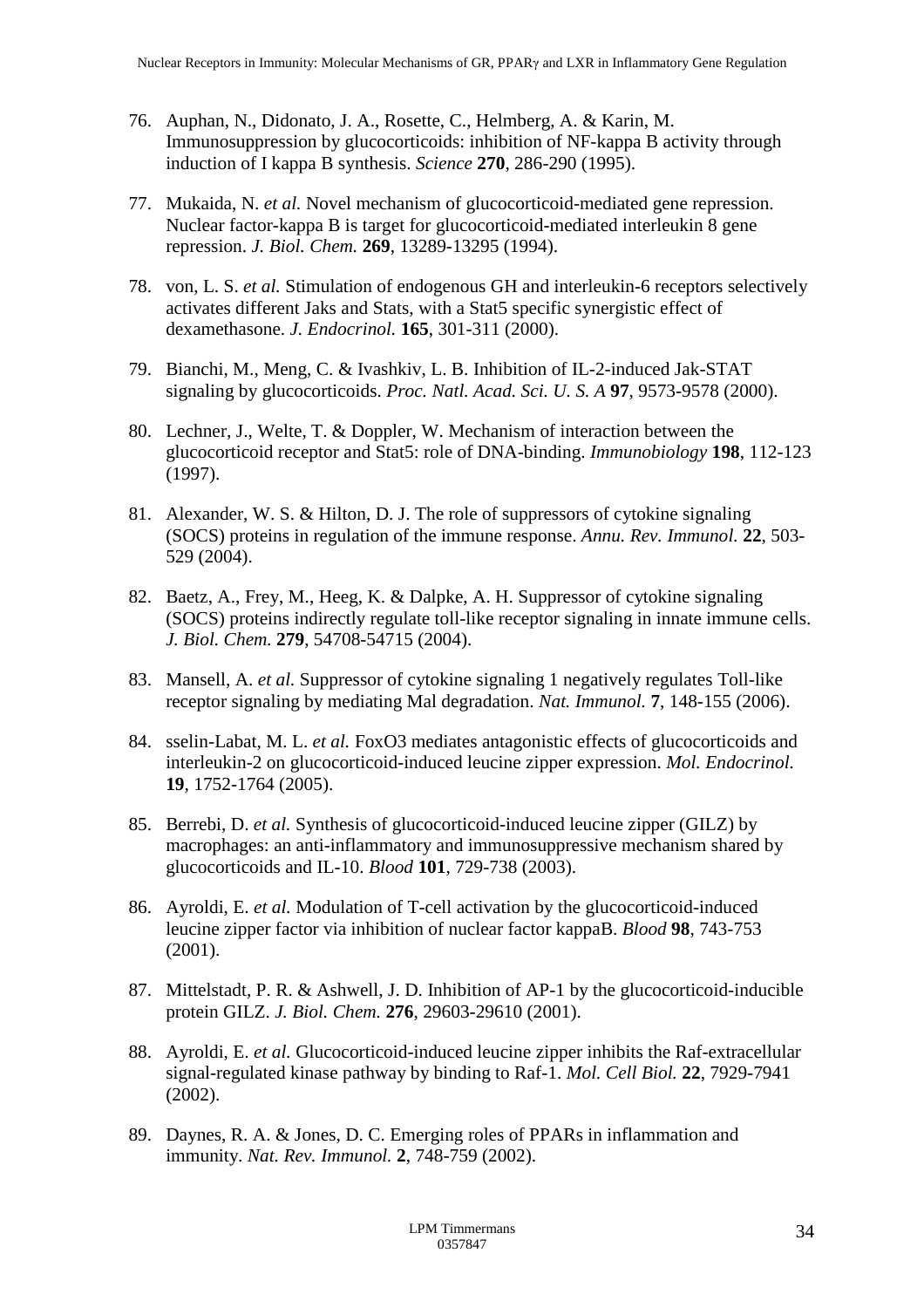76. Auphan, N., Didonato, J. A., Rosette, C., Helmberg, A. & Karin, M. Immunosuppression by glucocorticoids: inhibition of NF-kappa B activity through induction of I kappa B synthesis. *Science* **270**, 286-290 (1995).

77. Mukaida, N. *et al.* Novel mechanism of glucocorticoid-mediated gene repression. Nuclear factor-kappa B is target for glucocorticoid-mediated interleukin 8 gene repression. *J. Biol. Chem.* **269**, 13289-13295 (1994).

78. von, L. S. *et al.* Stimulation of endogenous GH and interleukin-6 receptors selectively activates different Jaks and Stats, with a Stat5 specific synergistic effect of dexamethasone. *J. Endocrinol.* **165**, 301-311 (2000).

79. Bianchi, M., Meng, C. & Ivashkiv, L. B. Inhibition of IL-2-induced Jak-STAT signaling by glucocorticoids. *Proc. Natl. Acad. Sci. U. S. A* **97**, 9573-9578 (2000).

80. Lechner, J., Welte, T. & Doppler, W. Mechanism of interaction between the glucocorticoid receptor and Stat5: role of DNA-binding. *Immunobiology* **198**, 112-123 (1997).

81. Alexander, W. S. & Hilton, D. J. The role of suppressors of cytokine signaling (SOCS) proteins in regulation of the immune response. *Annu. Rev. Immunol.* **22**, 503-529 (2004).

82. Baetz, A., Frey, M., Heeg, K. & Dalpke, A. H. Suppressor of cytokine signaling (SOCS) proteins indirectly regulate toll-like receptor signaling in innate immune cells. *J. Biol. Chem.* **279**, 54708-54715 (2004).

83. Mansell, A. *et al.* Suppressor of cytokine signaling 1 negatively regulates Toll-like receptor signaling by mediating Mal degradation. *Nat. Immunol.* **7**, 148-155 (2006).

84. sselin-Labat, M. L. *et al.* FoxO3 mediates antagonistic effects of glucocorticoids and interleukin-2 on glucocorticoid-induced leucine zipper expression. *Mol. Endocrinol.* **19**, 1752-1764 (2005).

85. Berrebi, D. *et al.* Synthesis of glucocorticoid-induced leucine zipper (GILZ) by macrophages: an anti-inflammatory and immunosuppressive mechanism shared by glucocorticoids and IL-10. *Blood* **101**, 729-738 (2003).

86. Ayroldi, E. *et al.* Modulation of T-cell activation by the glucocorticoid-induced leucine zipper factor via inhibition of nuclear factor kappaB. *Blood* **98**, 743-753 (2001).

87. Mittelstadt, P. R. & Ashwell, J. D. Inhibition of AP-1 by the glucocorticoid-inducible protein GILZ. *J. Biol. Chem.* **276**, 29603-29610 (2001).

88. Ayroldi, E. *et al.* Glucocorticoid-induced leucine zipper inhibits the Raf-extracellular signal-regulated kinase pathway by binding to Raf-1. *Mol. Cell Biol.* **22**, 7929-7941 (2002).

89. Daynes, R. A. & Jones, D. C. Emerging roles of PPARs in inflammation and immunity. *Nat. Rev. Immunol.* **2**, 748-759 (2002).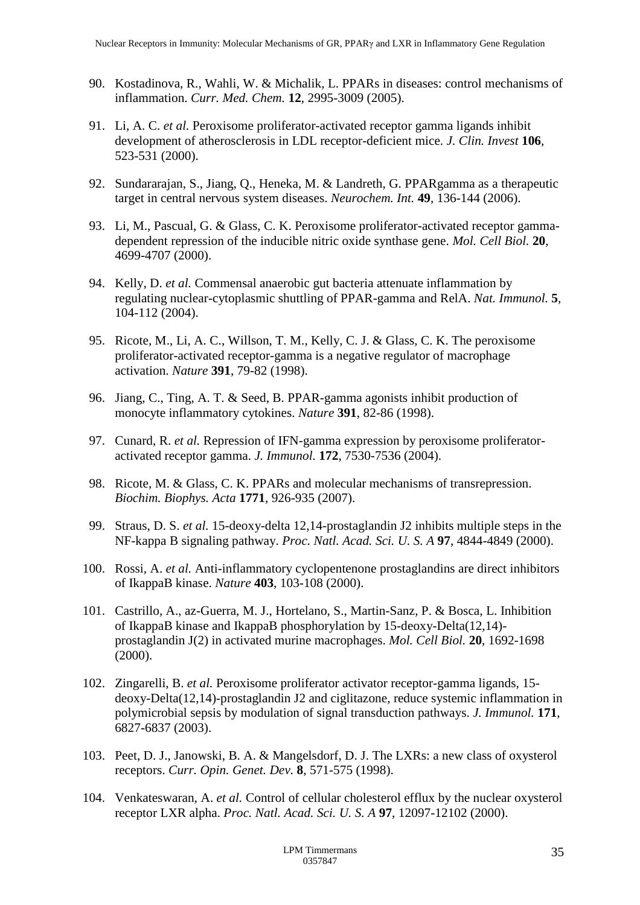90. Kostadinova, R., Wahli, W. & Michalik, L. PPARs in diseases: control mechanisms of inflammation. *Curr. Med. Chem.* **12**, 2995-3009 (2005).

91. Li, A. C. *et al.* Peroxisome proliferator-activated receptor gamma ligands inhibit development of atherosclerosis in LDL receptor-deficient mice. *J. Clin. Invest* **106**, 523-531 (2000).

92. Sundararajan, S., Jiang, Q., Heneka, M. & Landreth, G. PPARgamma as a therapeutic target in central nervous system diseases. *Neurochem. Int.* **49**, 136-144 (2006).

93. Li, M., Pascual, G. & Glass, C. K. Peroxisome proliferator-activated receptor gamma-dependent repression of the inducible nitric oxide synthase gene. *Mol. Cell Biol.* **20**, 4699-4707 (2000).

94. Kelly, D. *et al.* Commensal anaerobic gut bacteria attenuate inflammation by regulating nuclear-cytoplasmic shuttling of PPAR-gamma and RelA. *Nat. Immunol.* **5**, 104-112 (2004).

95. Ricote, M., Li, A. C., Willson, T. M., Kelly, C. J. & Glass, C. K. The peroxisome proliferator-activated receptor-gamma is a negative regulator of macrophage activation. *Nature* **391**, 79-82 (1998).

96. Jiang, C., Ting, A. T. & Seed, B. PPAR-gamma agonists inhibit production of monocyte inflammatory cytokines. *Nature* **391**, 82-86 (1998).

97. Cunard, R. *et al.* Repression of IFN-gamma expression by peroxisome proliferator-activated receptor gamma. *J. Immunol.* **172**, 7530-7536 (2004).

98. Ricote, M. & Glass, C. K. PPARs and molecular mechanisms of transrepression. *Biochim. Biophys. Acta* **1771**, 926-935 (2007).

99. Straus, D. S. *et al.* 15-deoxy-delta 12,14-prostaglandin J2 inhibits multiple steps in the NF-kappa B signaling pathway. *Proc. Natl. Acad. Sci. U. S. A* **97**, 4844-4849 (2000).

100. Rossi, A. *et al.* Anti-inflammatory cyclopentenone prostaglandins are direct inhibitors of IkappaB kinase. *Nature* **403**, 103-108 (2000).

101. Castrillo, A., az-Guerra, M. J., Hortelano, S., Martin-Sanz, P. & Bosca, L. Inhibition of IkappaB kinase and IkappaB phosphorylation by 15-deoxy-Delta(12,14)-prostaglandin J(2) in activated murine macrophages. *Mol. Cell Biol.* **20**, 1692-1698 (2000).

102. Zingarelli, B. *et al.* Peroxisome proliferator activator receptor-gamma ligands, 15-deoxy-Delta(12,14)-prostaglandin J2 and ciglitazone, reduce systemic inflammation in polymicrobial sepsis by modulation of signal transduction pathways. *J. Immunol.* **171**, 6827-6837 (2003).

103. Peet, D. J., Janowski, B. A. & Mangelsdorf, D. J. The LXRs: a new class of oxysterol receptors. *Curr. Opin. Genet. Dev.* **8**, 571-575 (1998).

104. Venkateswaran, A. *et al.* Control of cellular cholesterol efflux by the nuclear oxysterol receptor LXR alpha. *Proc. Natl. Acad. Sci. U. S. A* **97**, 12097-12102 (2000).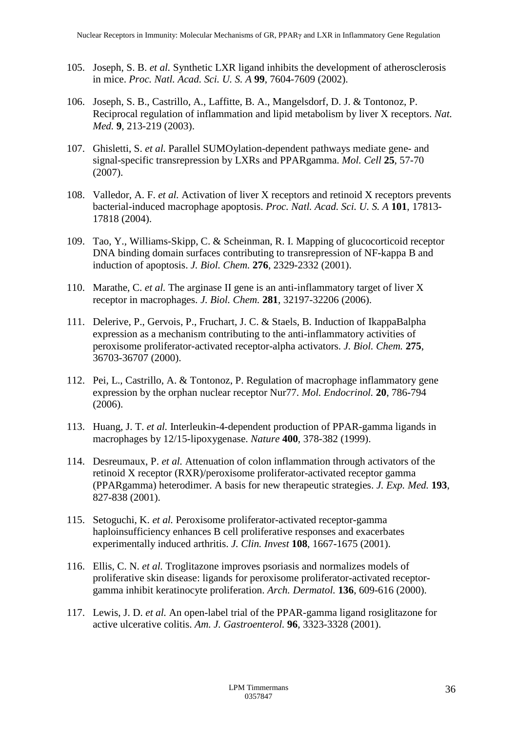105. Joseph, S. B. *et al.* Synthetic LXR ligand inhibits the development of atherosclerosis in mice. *Proc. Natl. Acad. Sci. U. S. A* **99**, 7604-7609 (2002).

106. Joseph, S. B., Castrillo, A., Laffitte, B. A., Mangelsdorf, D. J. & Tontonoz, P. Reciprocal regulation of inflammation and lipid metabolism by liver X receptors. *Nat. Med.* **9**, 213-219 (2003).

107. Ghisletti, S. *et al.* Parallel SUMOylation-dependent pathways mediate gene- and signal-specific transrepression by LXRs and PPARgamma. *Mol. Cell* **25**, 57-70 (2007).

108. Valledor, A. F. *et al.* Activation of liver X receptors and retinoid X receptors prevents bacterial-induced macrophage apoptosis. *Proc. Natl. Acad. Sci. U. S. A* **101**, 17813-17818 (2004).

109. Tao, Y., Williams-Skipp, C. & Scheinman, R. I. Mapping of glucocorticoid receptor DNA binding domain surfaces contributing to transrepression of NF-kappa B and induction of apoptosis. *J. Biol. Chem.* **276**, 2329-2332 (2001).

110. Marathe, C. *et al.* The arginase II gene is an anti-inflammatory target of liver X receptor in macrophages. *J. Biol. Chem.* **281**, 32197-32206 (2006).

111. Delerive, P., Gervois, P., Fruchart, J. C. & Staels, B. Induction of IkappaBalpha expression as a mechanism contributing to the anti-inflammatory activities of peroxisome proliferator-activated receptor-alpha activators. *J. Biol. Chem.* **275**, 36703-36707 (2000).

112. Pei, L., Castrillo, A. & Tontonoz, P. Regulation of macrophage inflammatory gene expression by the orphan nuclear receptor Nur77. *Mol. Endocrinol.* **20**, 786-794 (2006).

113. Huang, J. T. *et al.* Interleukin-4-dependent production of PPAR-gamma ligands in macrophages by 12/15-lipoxygenase. *Nature* **400**, 378-382 (1999).

114. Desreumaux, P. *et al.* Attenuation of colon inflammation through activators of the retinoid X receptor (RXR)/peroxisome proliferator-activated receptor gamma (PPARgamma) heterodimer. A basis for new therapeutic strategies. *J. Exp. Med.* **193**, 827-838 (2001).

115. Setoguchi, K. *et al.* Peroxisome proliferator-activated receptor-gamma haploinsufficiency enhances B cell proliferative responses and exacerbates experimentally induced arthritis. *J. Clin. Invest* **108**, 1667-1675 (2001).

116. Ellis, C. N. *et al.* Troglitazone improves psoriasis and normalizes models of proliferative skin disease: ligands for peroxisome proliferator-activated receptor-gamma inhibit keratinocyte proliferation. *Arch. Dermatol.* **136**, 609-616 (2000).

117. Lewis, J. D. *et al.* An open-label trial of the PPAR-gamma ligand rosiglitazone for active ulcerative colitis. *Am. J. Gastroenterol.* **96**, 3323-3328 (2001).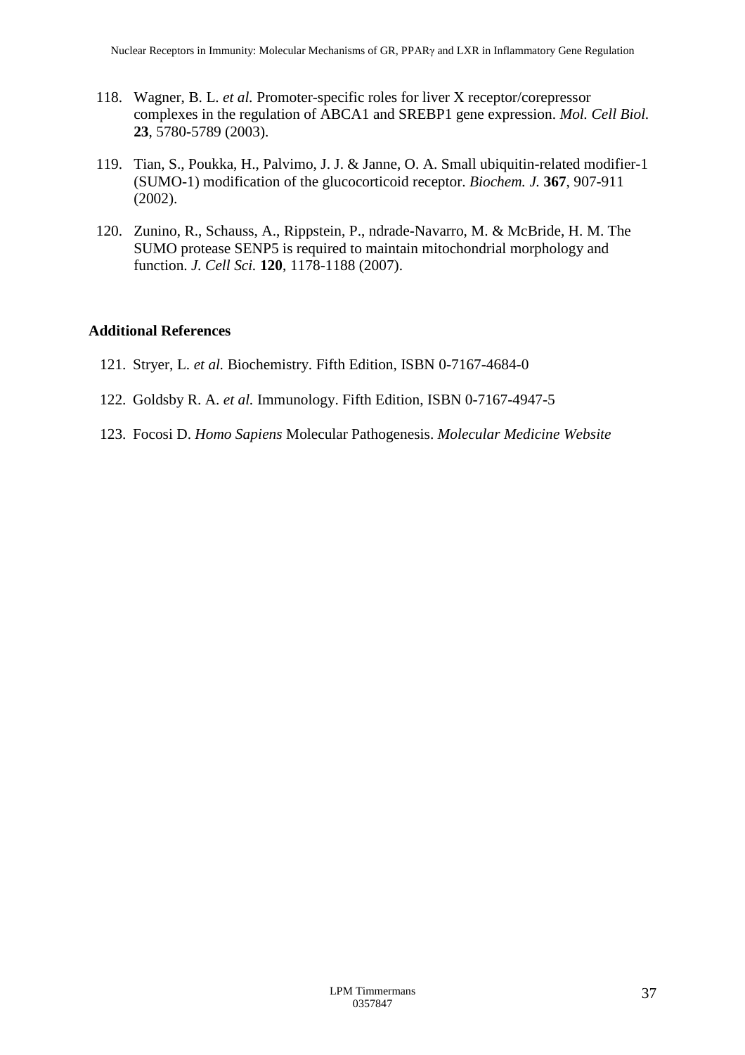118. Wagner, B. L. *et al.* Promoter-specific roles for liver X receptor/corepressor complexes in the regulation of ABCA1 and SREBP1 gene expression. *Mol. Cell Biol.* **23**, 5780-5789 (2003).

119. Tian, S., Poukka, H., Palvimo, J. J. & Janne, O. A. Small ubiquitin-related modifier-1 (SUMO-1) modification of the glucocorticoid receptor. *Biochem. J.* **367**, 907-911 (2002).

120. Zunino, R., Schauss, A., Rippstein, P., ndrade-Navarro, M. & McBride, H. M. The SUMO protease SENP5 is required to maintain mitochondrial morphology and function. *J. Cell Sci.* **120**, 1178-1188 (2007).

**Additional References**

121. Stryer, L. *et al.* Biochemistry. Fifth Edition, ISBN 0-7167-4684-0

122. Goldsby R. A. *et al.* Immunology. Fifth Edition, ISBN 0-7167-4947-5

123. Focosi D. *Homo Sapiens* Molecular Pathogenesis. *Molecular Medicine Website*